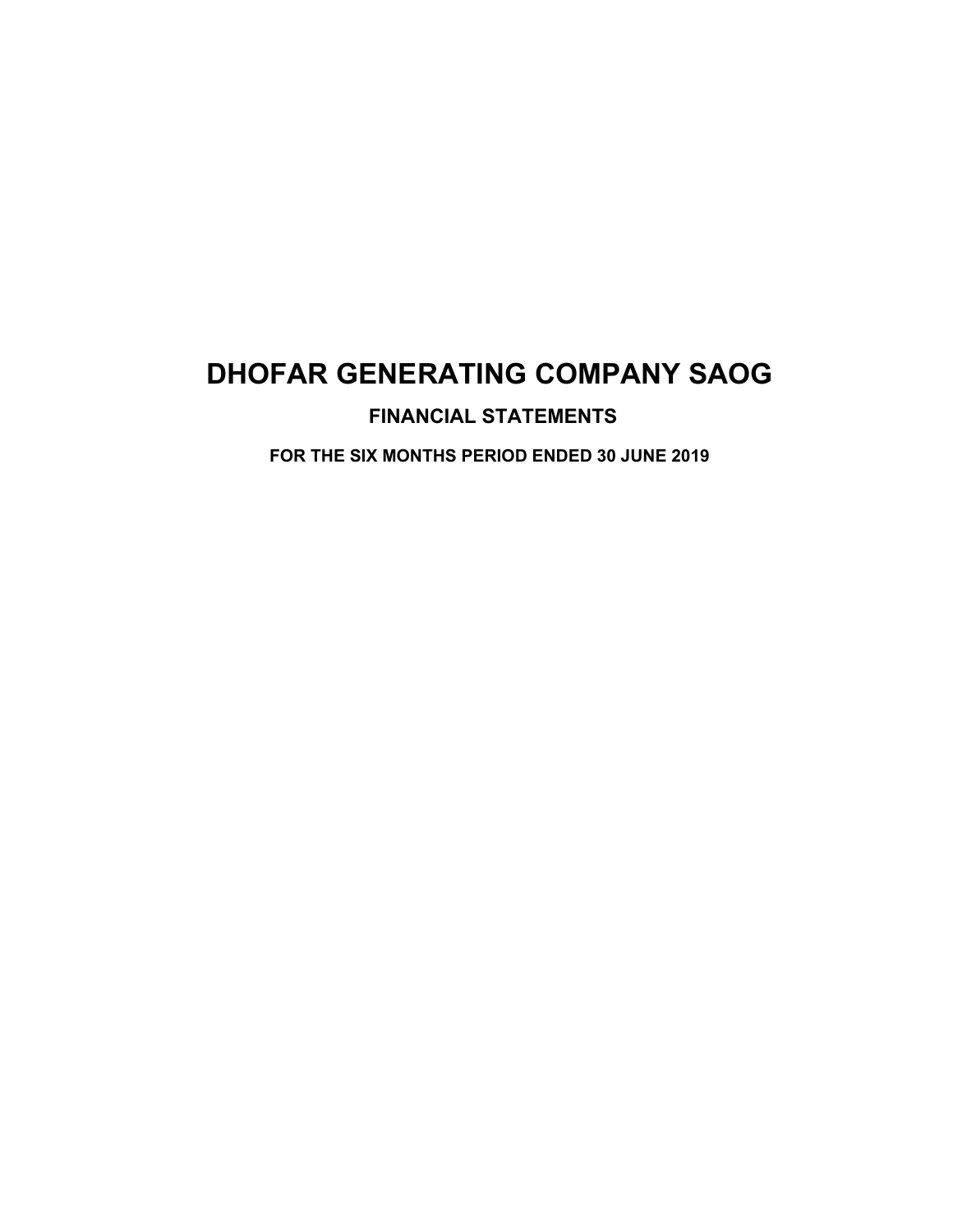# DHOFAR GENERATING COMPANY SAOG

## FINANCIAL STATEMENTS

### FOR THE SIX MONTHS PERIOD ENDED 30 JUNE 2019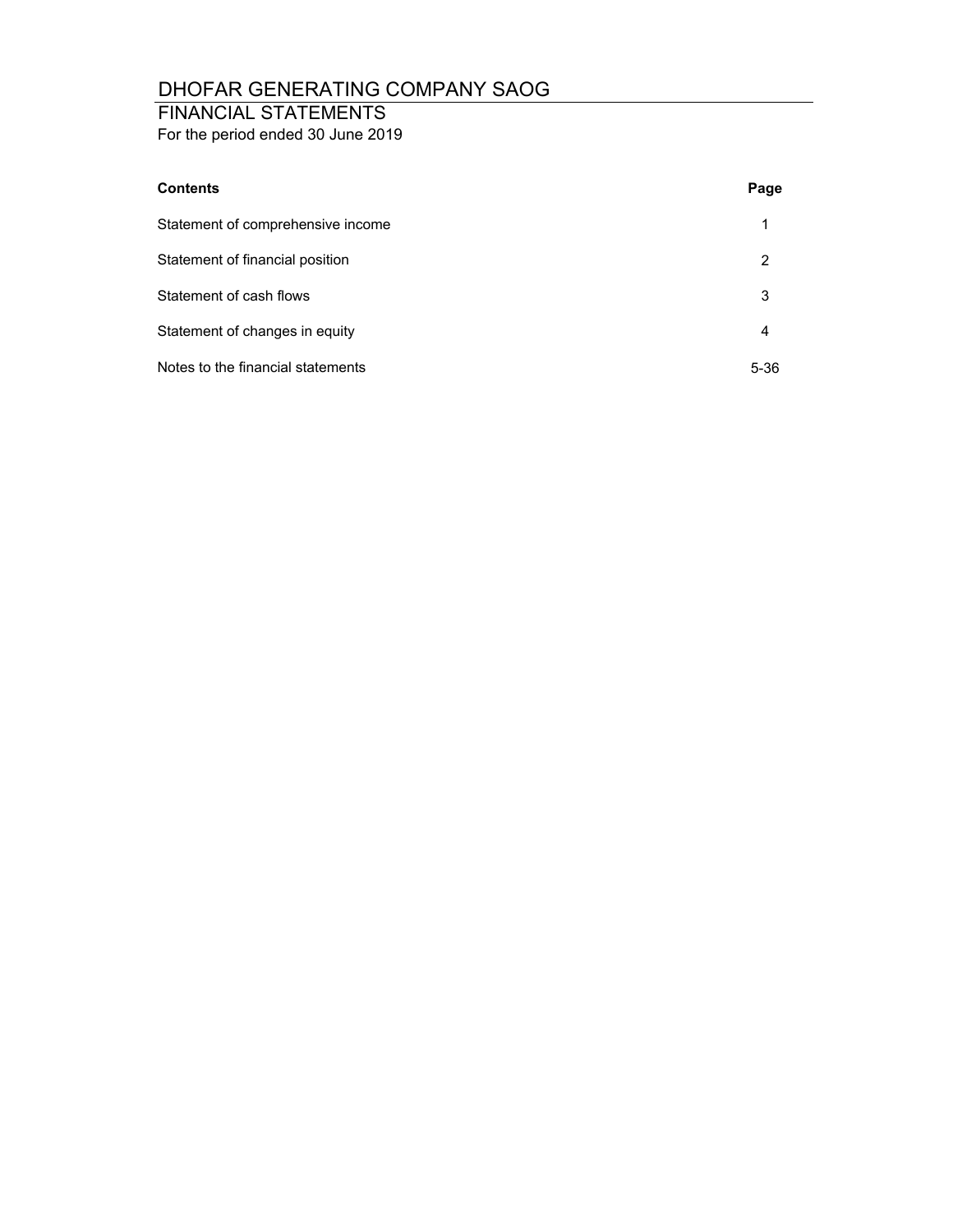# DHOFAR GENERATING COMPANY SAOG

## FINANCIAL STATEMENTS

For the period ended 30 June 2019

| Contents | Page |
|---|---|
| Statement of comprehensive income | 1 |
| Statement of financial position | 2 |
| Statement of cash flows | 3 |
| Statement of changes in equity | 4 |
| Notes to the financial statements | 5-36 |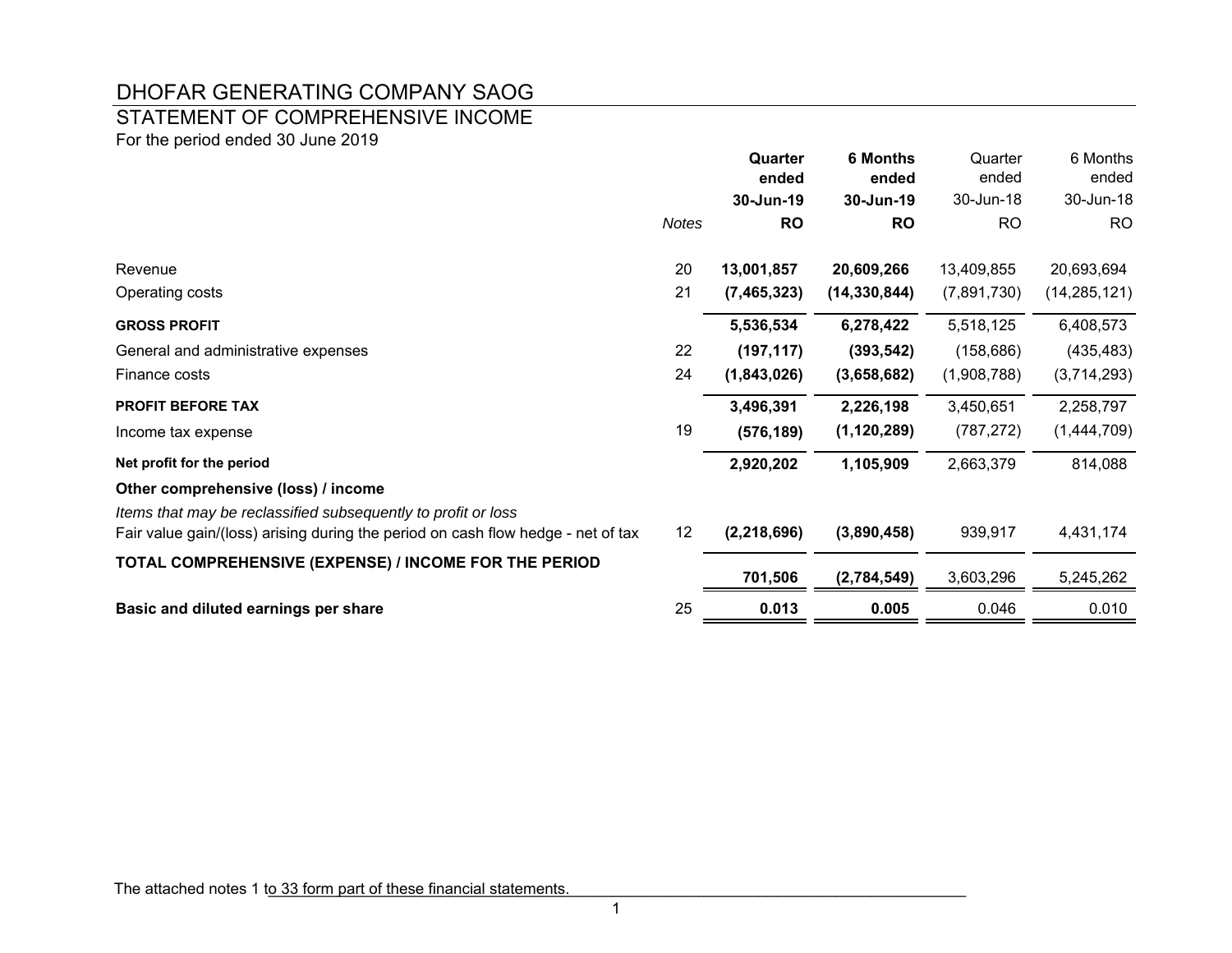# DHOFAR GENERATING COMPANY SAOG

## STATEMENT OF COMPREHENSIVE INCOME

For the period ended 30 June 2019

| | Notes | **Quarter ended 30-Jun-19** | **6 Months ended 30-Jun-19** | Quarter ended 30-Jun-18 | 6 Months ended 30-Jun-18 |
|---|---|---|---|---|---|
| | | **RO** | **RO** | RO | RO |
| Revenue | 20 | **13,001,857** | **20,609,266** | 13,409,855 | 20,693,694 |
| Operating costs | 21 | **(7,465,323)** | **(14,330,844)** | (7,891,730) | (14,285,121) |
| **GROSS PROFIT** | | **5,536,534** | **6,278,422** | 5,518,125 | 6,408,573 |
| General and administrative expenses | 22 | **(197,117)** | **(393,542)** | (158,686) | (435,483) |
| Finance costs | 24 | **(1,843,026)** | **(3,658,682)** | (1,908,788) | (3,714,293) |
| **PROFIT BEFORE TAX** | | **3,496,391** | **2,226,198** | 3,450,651 | 2,258,797 |
| Income tax expense | 19 | **(576,189)** | **(1,120,289)** | (787,272) | (1,444,709) |
| **Net profit for the period** | | **2,920,202** | **1,105,909** | 2,663,379 | 814,088 |
| **Other comprehensive (loss) / income** | | | | | |
| *Items that may be reclassified subsequently to profit or loss* | | | | | |
| Fair value gain/(loss) arising during the period on cash flow hedge - net of tax | 12 | **(2,218,696)** | **(3,890,458)** | 939,917 | 4,431,174 |
| **TOTAL COMPREHENSIVE (EXPENSE) / INCOME FOR THE PERIOD** | | **701,506** | **(2,784,549)** | 3,603,296 | 5,245,262 |
| **Basic and diluted earnings per share** | 25 | **0.013** | **0.005** | 0.046 | 0.010 |

The attached notes 1 to 33 form part of these financial statements.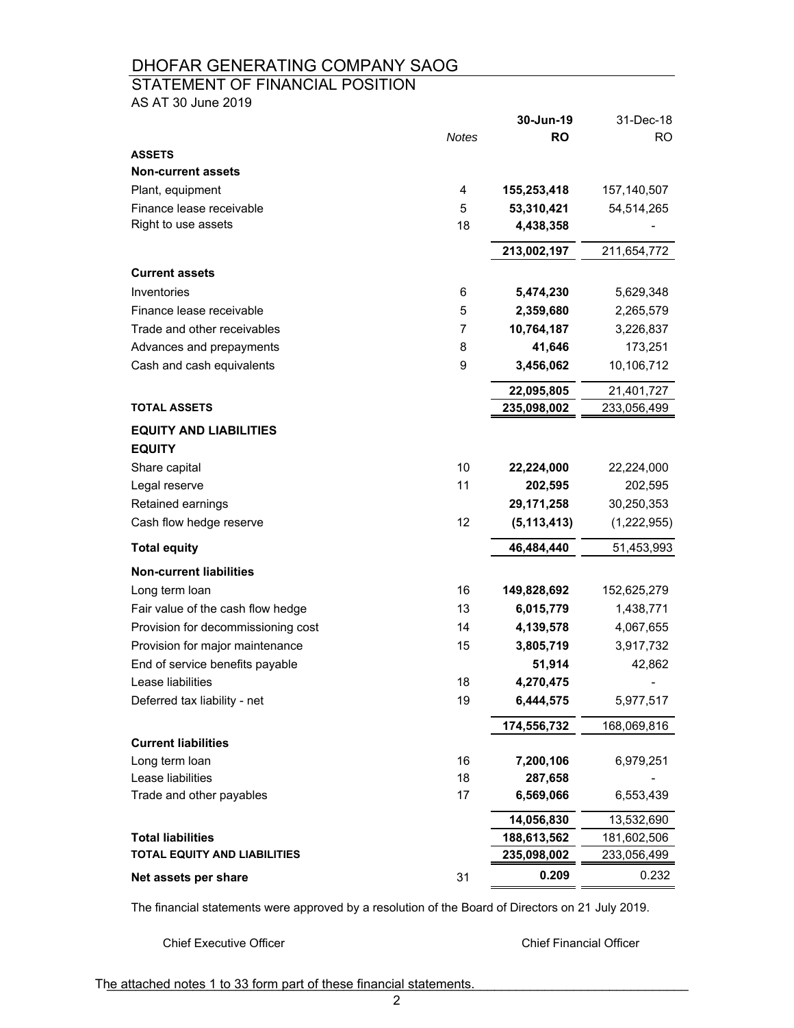# DHOFAR GENERATING COMPANY SAOG

## STATEMENT OF FINANCIAL POSITION

AS AT 30 June 2019

| | *Notes* | **30-Jun-19 RO** | 31-Dec-18 RO |
|---|---|---|---|
| **ASSETS** | | | |
| **Non-current assets** | | | |
| Plant, equipment | 4 | **155,253,418** | 157,140,507 |
| Finance lease receivable | 5 | **53,310,421** | 54,514,265 |
| Right to use assets | 18 | **4,438,358** | - |
| | | **213,002,197** | 211,654,772 |
| **Current assets** | | | |
| Inventories | 6 | **5,474,230** | 5,629,348 |
| Finance lease receivable | 5 | **2,359,680** | 2,265,579 |
| Trade and other receivables | 7 | **10,764,187** | 3,226,837 |
| Advances and prepayments | 8 | **41,646** | 173,251 |
| Cash and cash equivalents | 9 | **3,456,062** | 10,106,712 |
| | | **22,095,805** | 21,401,727 |
| **TOTAL ASSETS** | | **235,098,002** | 233,056,499 |
| **EQUITY AND LIABILITIES** | | | |
| **EQUITY** | | | |
| Share capital | 10 | **22,224,000** | 22,224,000 |
| Legal reserve | 11 | **202,595** | 202,595 |
| Retained earnings | | **29,171,258** | 30,250,353 |
| Cash flow hedge reserve | 12 | **(5,113,413)** | (1,222,955) |
| **Total equity** | | **46,484,440** | 51,453,993 |
| **Non-current liabilities** | | | |
| Long term loan | 16 | **149,828,692** | 152,625,279 |
| Fair value of the cash flow hedge | 13 | **6,015,779** | 1,438,771 |
| Provision for decommissioning cost | 14 | **4,139,578** | 4,067,655 |
| Provision for major maintenance | 15 | **3,805,719** | 3,917,732 |
| End of service benefits payable | | **51,914** | 42,862 |
| Lease liabilities | 18 | **4,270,475** | - |
| Deferred tax liability - net | 19 | **6,444,575** | 5,977,517 |
| | | **174,556,732** | 168,069,816 |
| **Current liabilities** | | | |
| Long term loan | 16 | **7,200,106** | 6,979,251 |
| Lease liabilities | 18 | **287,658** | - |
| Trade and other payables | 17 | **6,569,066** | 6,553,439 |
| | | **14,056,830** | 13,532,690 |
| **Total liabilities** | | **188,613,562** | 181,602,506 |
| **TOTAL EQUITY AND LIABILITIES** | | **235,098,002** | 233,056,499 |
| **Net assets per share** | 31 | **0.209** | 0.232 |

The financial statements were approved by a resolution of the Board of Directors on 21 July 2019.

Chief Executive Officer

Chief Financial Officer

The attached notes 1 to 33 form part of these financial statements.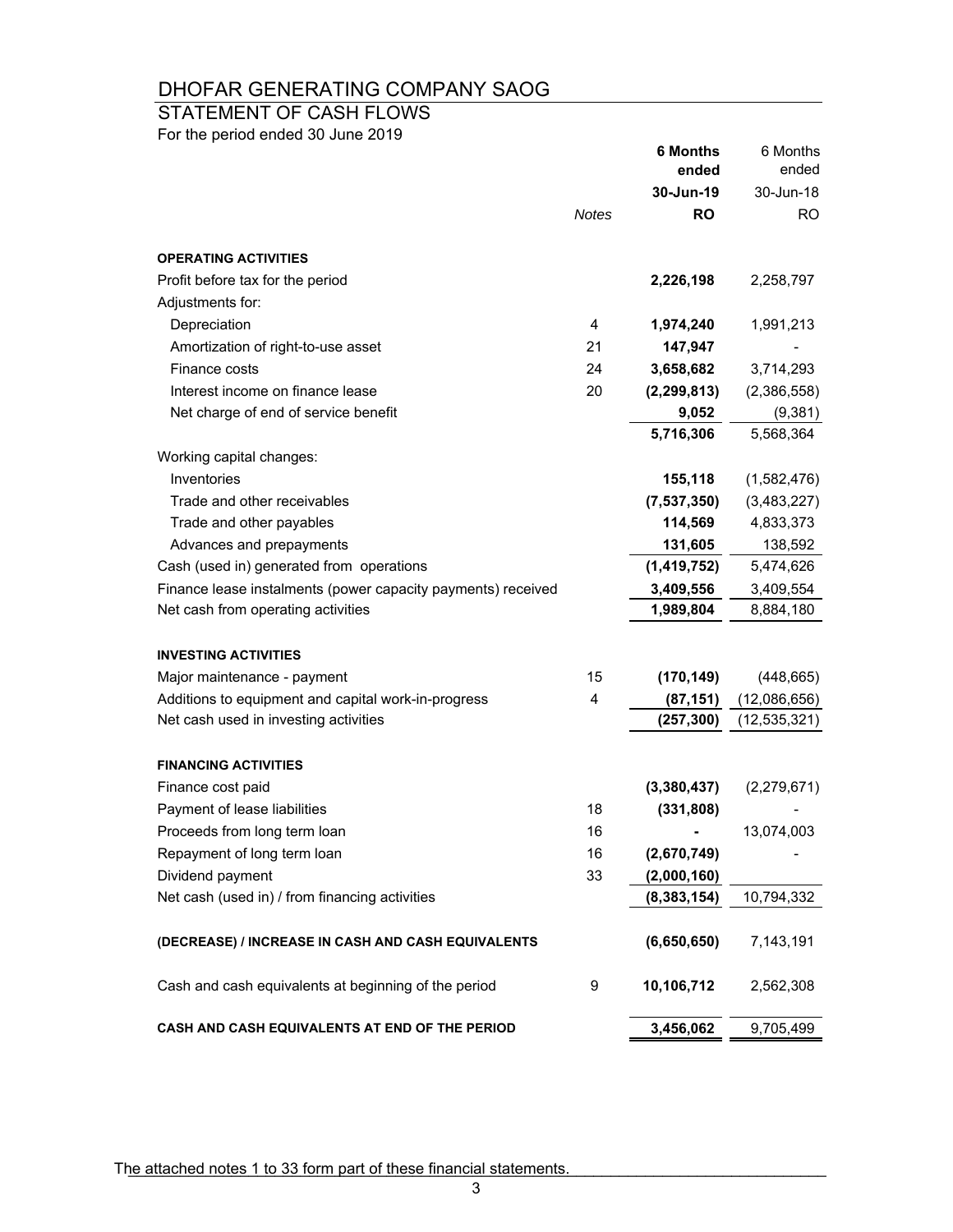# DHOFAR GENERATING COMPANY SAOG

## STATEMENT OF CASH FLOWS

For the period ended 30 June 2019

| | Notes | **6 Months ended 30-Jun-19 RO** | 6 Months ended 30-Jun-18 RO |
|---|---|---|---|
| **OPERATING ACTIVITIES** | | | |
| Profit before tax for the period | | **2,226,198** | 2,258,797 |
| Adjustments for: | | | |
| Depreciation | 4 | **1,974,240** | 1,991,213 |
| Amortization of right-to-use asset | 21 | **147,947** | - |
| Finance costs | 24 | **3,658,682** | 3,714,293 |
| Interest income on finance lease | 20 | **(2,299,813)** | (2,386,558) |
| Net charge of end of service benefit | | **9,052** | (9,381) |
| | | **5,716,306** | 5,568,364 |
| Working capital changes: | | | |
| Inventories | | **155,118** | (1,582,476) |
| Trade and other receivables | | **(7,537,350)** | (3,483,227) |
| Trade and other payables | | **114,569** | 4,833,373 |
| Advances and prepayments | | **131,605** | 138,592 |
| Cash (used in) generated from operations | | **(1,419,752)** | 5,474,626 |
| Finance lease instalments (power capacity payments) received | | **3,409,556** | 3,409,554 |
| Net cash from operating activities | | **1,989,804** | 8,884,180 |
| **INVESTING ACTIVITIES** | | | |
| Major maintenance - payment | 15 | **(170,149)** | (448,665) |
| Additions to equipment and capital work-in-progress | 4 | **(87,151)** | (12,086,656) |
| Net cash used in investing activities | | **(257,300)** | (12,535,321) |
| **FINANCING ACTIVITIES** | | | |
| Finance cost paid | | **(3,380,437)** | (2,279,671) |
| Payment of lease liabilities | 18 | **(331,808)** | - |
| Proceeds from long term loan | 16 | **-** | 13,074,003 |
| Repayment of long term loan | 16 | **(2,670,749)** | - |
| Dividend payment | 33 | **(2,000,160)** | |
| Net cash (used in) / from financing activities | | **(8,383,154)** | 10,794,332 |
| **(DECREASE) / INCREASE IN CASH AND CASH EQUIVALENTS** | | **(6,650,650)** | 7,143,191 |
| Cash and cash equivalents at beginning of the period | 9 | **10,106,712** | 2,562,308 |
| **CASH AND CASH EQUIVALENTS AT END OF THE PERIOD** | | **3,456,062** | 9,705,499 |

The attached notes 1 to 33 form part of these financial statements.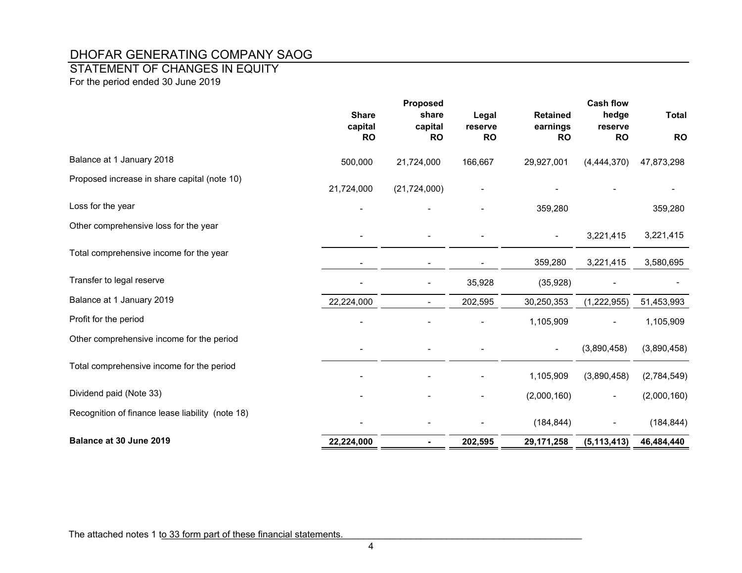# DHOFAR GENERATING COMPANY SAOG

## STATEMENT OF CHANGES IN EQUITY

For the period ended 30 June 2019

| | Share capital RO | Proposed share capital RO | Legal reserve RO | Retained earnings RO | Cash flow hedge reserve RO | Total RO |
|---|---|---|---|---|---|---|
| Balance at 1 January 2018 | 500,000 | 21,724,000 | 166,667 | 29,927,001 | (4,444,370) | 47,873,298 |
| Proposed increase in share capital (note 10) | 21,724,000 | (21,724,000) | - | - | - | - |
| Loss for the year | - | - | - | 359,280 | | 359,280 |
| Other comprehensive loss for the year | - | - | - | - | 3,221,415 | 3,221,415 |
| Total comprehensive income for the year | - | - | - | 359,280 | 3,221,415 | 3,580,695 |
| Transfer to legal reserve | - | - | 35,928 | (35,928) | - | - |
| Balance at 1 January 2019 | 22,224,000 | - | 202,595 | 30,250,353 | (1,222,955) | 51,453,993 |
| Profit for the period | - | - | - | 1,105,909 | - | 1,105,909 |
| Other comprehensive income for the period | - | - | - | - | (3,890,458) | (3,890,458) |
| Total comprehensive income for the period | - | - | - | 1,105,909 | (3,890,458) | (2,784,549) |
| Dividend paid (Note 33) | - | - | - | (2,000,160) | - | (2,000,160) |
| Recognition of finance lease liability (note 18) | - | - | - | (184,844) | - | (184,844) |
| **Balance at 30 June 2019** | **22,224,000** | **-** | **202,595** | **29,171,258** | **(5,113,413)** | **46,484,440** |

The attached notes 1 to 33 form part of these financial statements.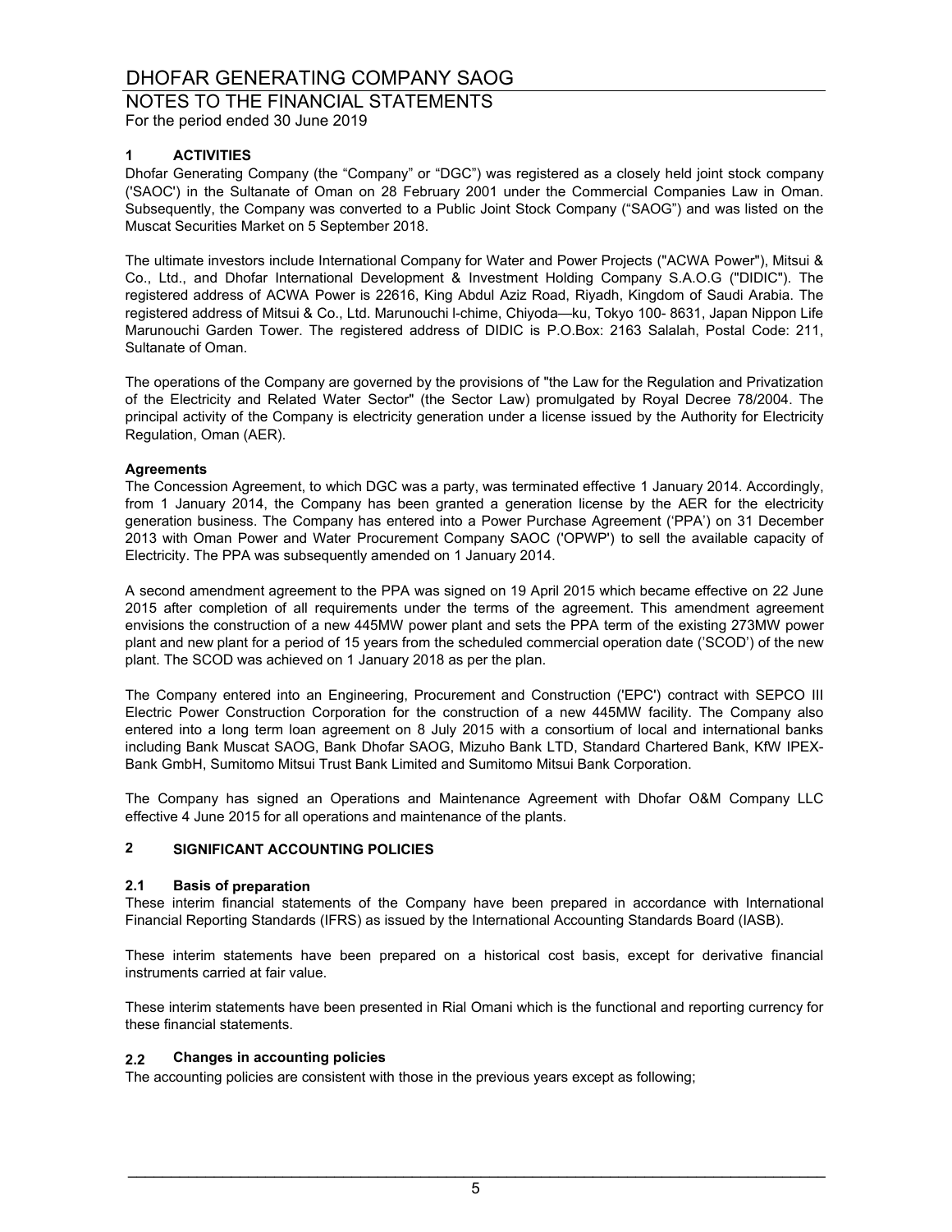# DHOFAR GENERATING COMPANY SAOG

## NOTES TO THE FINANCIAL STATEMENTS

For the period ended 30 June 2019

### 1 ACTIVITIES

Dhofar Generating Company (the "Company" or "DGC") was registered as a closely held joint stock company ('SAOC') in the Sultanate of Oman on 28 February 2001 under the Commercial Companies Law in Oman. Subsequently, the Company was converted to a Public Joint Stock Company ("SAOG") and was listed on the Muscat Securities Market on 5 September 2018.

The ultimate investors include International Company for Water and Power Projects ("ACWA Power"), Mitsui & Co., Ltd., and Dhofar International Development & Investment Holding Company S.A.O.G ("DIDIC"). The registered address of ACWA Power is 22616, King Abdul Aziz Road, Riyadh, Kingdom of Saudi Arabia. The registered address of Mitsui & Co., Ltd. Marunouchi l-chime, Chiyoda—ku, Tokyo 100- 8631, Japan Nippon Life Marunouchi Garden Tower. The registered address of DIDIC is P.O.Box: 2163 Salalah, Postal Code: 211, Sultanate of Oman.

The operations of the Company are governed by the provisions of "the Law for the Regulation and Privatization of the Electricity and Related Water Sector" (the Sector Law) promulgated by Royal Decree 78/2004. The principal activity of the Company is electricity generation under a license issued by the Authority for Electricity Regulation, Oman (AER).

**Agreements**

The Concession Agreement, to which DGC was a party, was terminated effective 1 January 2014. Accordingly, from 1 January 2014, the Company has been granted a generation license by the AER for the electricity generation business. The Company has entered into a Power Purchase Agreement ('PPA') on 31 December 2013 with Oman Power and Water Procurement Company SAOC ('OPWP') to sell the available capacity of Electricity. The PPA was subsequently amended on 1 January 2014.

A second amendment agreement to the PPA was signed on 19 April 2015 which became effective on 22 June 2015 after completion of all requirements under the terms of the agreement. This amendment agreement envisions the construction of a new 445MW power plant and sets the PPA term of the existing 273MW power plant and new plant for a period of 15 years from the scheduled commercial operation date ('SCOD') of the new plant. The SCOD was achieved on 1 January 2018 as per the plan.

The Company entered into an Engineering, Procurement and Construction ('EPC') contract with SEPCO III Electric Power Construction Corporation for the construction of a new 445MW facility. The Company also entered into a long term loan agreement on 8 July 2015 with a consortium of local and international banks including Bank Muscat SAOG, Bank Dhofar SAOG, Mizuho Bank LTD, Standard Chartered Bank, KfW IPEX-Bank GmbH, Sumitomo Mitsui Trust Bank Limited and Sumitomo Mitsui Bank Corporation.

The Company has signed an Operations and Maintenance Agreement with Dhofar O&M Company LLC effective 4 June 2015 for all operations and maintenance of the plants.

### 2 SIGNIFICANT ACCOUNTING POLICIES

#### 2.1 Basis of preparation

These interim financial statements of the Company have been prepared in accordance with International Financial Reporting Standards (IFRS) as issued by the International Accounting Standards Board (IASB).

These interim statements have been prepared on a historical cost basis, except for derivative financial instruments carried at fair value.

These interim statements have been presented in Rial Omani which is the functional and reporting currency for these financial statements.

#### 2.2 Changes in accounting policies

The accounting policies are consistent with those in the previous years except as following;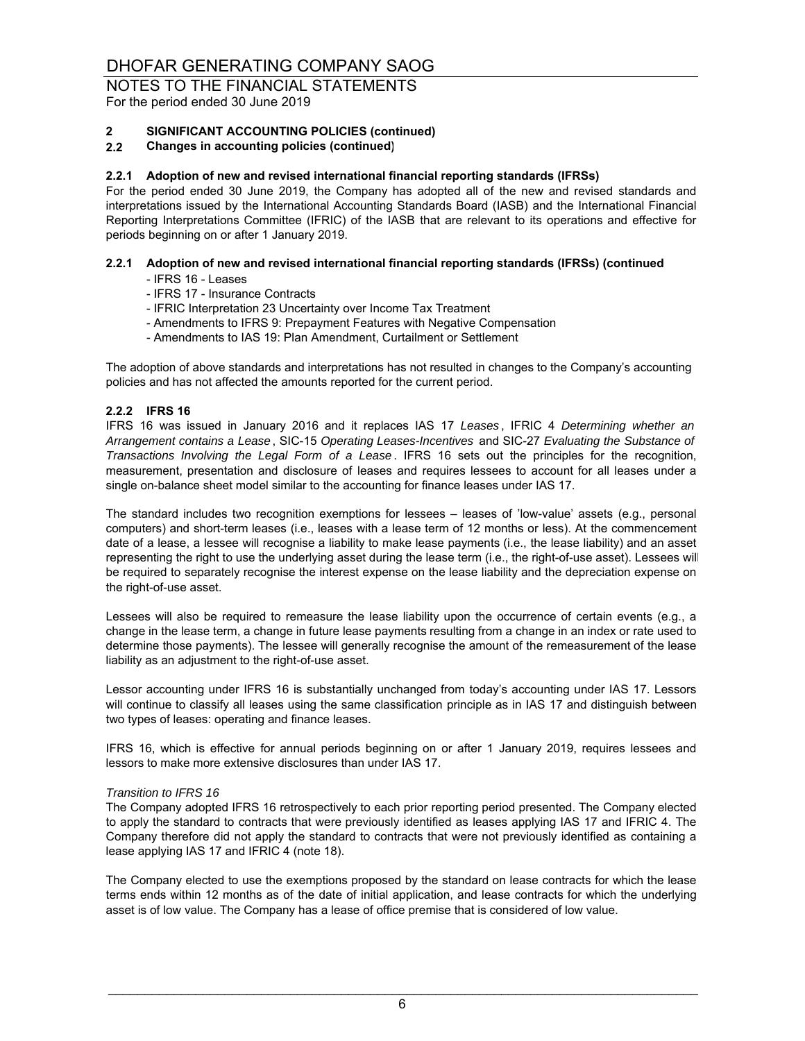# DHOFAR GENERATING COMPANY SAOG

## NOTES TO THE FINANCIAL STATEMENTS

For the period ended 30 June 2019

**2 SIGNIFICANT ACCOUNTING POLICIES (continued)**

**2.2 Changes in accounting policies (continued)**

**2.2.1 Adoption of new and revised international financial reporting standards (IFRSs)**

For the period ended 30 June 2019, the Company has adopted all of the new and revised standards and interpretations issued by the International Accounting Standards Board (IASB) and the International Financial Reporting Interpretations Committee (IFRIC) of the IASB that are relevant to its operations and effective for periods beginning on or after 1 January 2019.

**2.2.1 Adoption of new and revised international financial reporting standards (IFRSs) (continued**

- IFRS 16 - Leases
- IFRS 17 - Insurance Contracts
- IFRIC Interpretation 23 Uncertainty over Income Tax Treatment
- Amendments to IFRS 9: Prepayment Features with Negative Compensation
- Amendments to IAS 19: Plan Amendment, Curtailment or Settlement

The adoption of above standards and interpretations has not resulted in changes to the Company's accounting policies and has not affected the amounts reported for the current period.

**2.2.2 IFRS 16**

IFRS 16 was issued in January 2016 and it replaces IAS 17 *Leases*, IFRIC 4 *Determining whether an Arrangement contains a Lease*, SIC-15 *Operating Leases-Incentives* and SIC-27 *Evaluating the Substance of Transactions Involving the Legal Form of a Lease*. IFRS 16 sets out the principles for the recognition, measurement, presentation and disclosure of leases and requires lessees to account for all leases under a single on-balance sheet model similar to the accounting for finance leases under IAS 17.

The standard includes two recognition exemptions for lessees – leases of 'low-value' assets (e.g., personal computers) and short-term leases (i.e., leases with a lease term of 12 months or less). At the commencement date of a lease, a lessee will recognise a liability to make lease payments (i.e., the lease liability) and an asset representing the right to use the underlying asset during the lease term (i.e., the right-of-use asset). Lessees will be required to separately recognise the interest expense on the lease liability and the depreciation expense on the right-of-use asset.

Lessees will also be required to remeasure the lease liability upon the occurrence of certain events (e.g., a change in the lease term, a change in future lease payments resulting from a change in an index or rate used to determine those payments). The lessee will generally recognise the amount of the remeasurement of the lease liability as an adjustment to the right-of-use asset.

Lessor accounting under IFRS 16 is substantially unchanged from today's accounting under IAS 17. Lessors will continue to classify all leases using the same classification principle as in IAS 17 and distinguish between two types of leases: operating and finance leases.

IFRS 16, which is effective for annual periods beginning on or after 1 January 2019, requires lessees and lessors to make more extensive disclosures than under IAS 17.

*Transition to IFRS 16*

The Company adopted IFRS 16 retrospectively to each prior reporting period presented. The Company elected to apply the standard to contracts that were previously identified as leases applying IAS 17 and IFRIC 4. The Company therefore did not apply the standard to contracts that were not previously identified as containing a lease applying IAS 17 and IFRIC 4 (note 18).

The Company elected to use the exemptions proposed by the standard on lease contracts for which the lease terms ends within 12 months as of the date of initial application, and lease contracts for which the underlying asset is of low value. The Company has a lease of office premise that is considered of low value.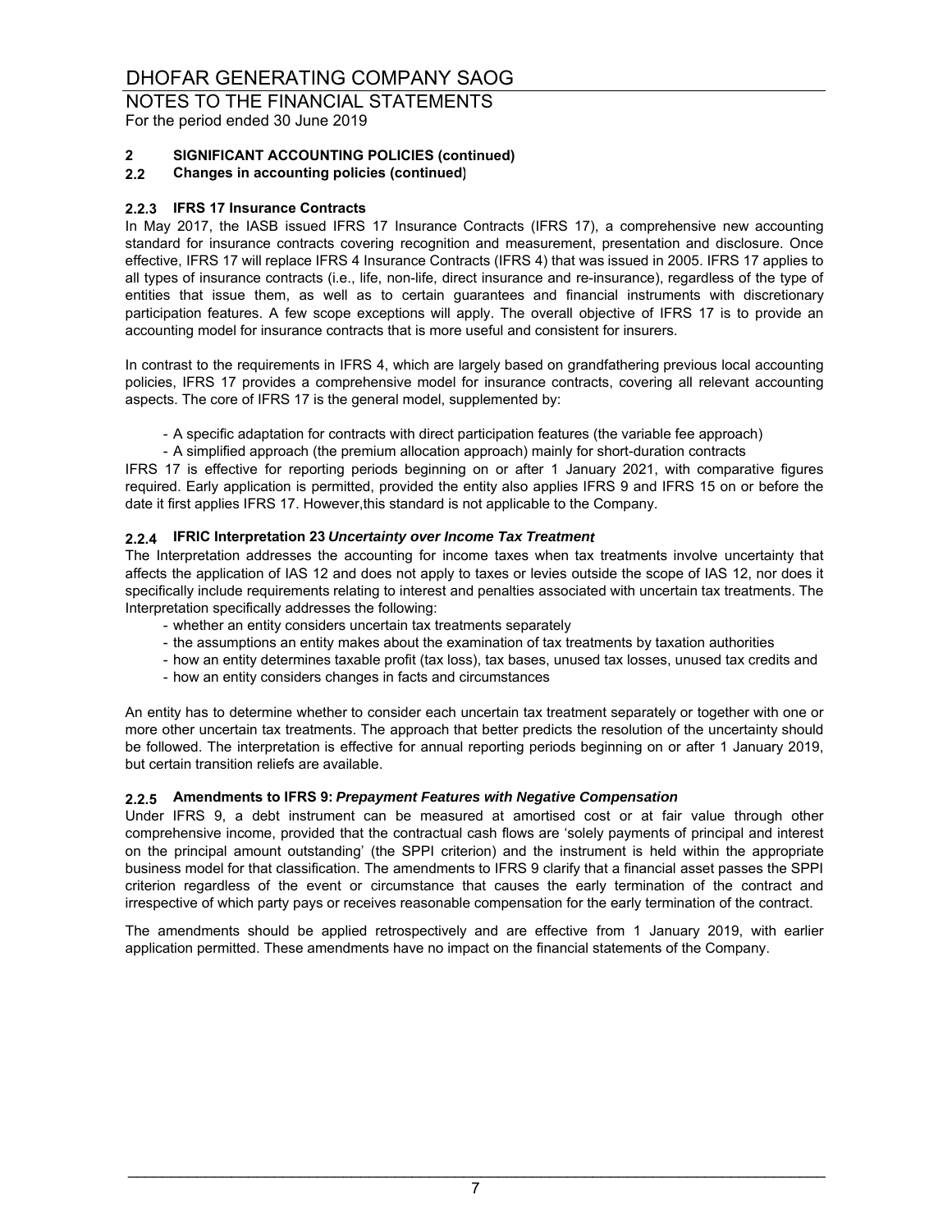## 2 SIGNIFICANT ACCOUNTING POLICIES (continued)

### 2.2 Changes in accounting policies (continued)

#### 2.2.3 IFRS 17 Insurance Contracts

In May 2017, the IASB issued IFRS 17 Insurance Contracts (IFRS 17), a comprehensive new accounting standard for insurance contracts covering recognition and measurement, presentation and disclosure. Once effective, IFRS 17 will replace IFRS 4 Insurance Contracts (IFRS 4) that was issued in 2005. IFRS 17 applies to all types of insurance contracts (i.e., life, non-life, direct insurance and re-insurance), regardless of the type of entities that issue them, as well as to certain guarantees and financial instruments with discretionary participation features. A few scope exceptions will apply. The overall objective of IFRS 17 is to provide an accounting model for insurance contracts that is more useful and consistent for insurers.

In contrast to the requirements in IFRS 4, which are largely based on grandfathering previous local accounting policies, IFRS 17 provides a comprehensive model for insurance contracts, covering all relevant accounting aspects. The core of IFRS 17 is the general model, supplemented by:

- A specific adaptation for contracts with direct participation features (the variable fee approach)
- A simplified approach (the premium allocation approach) mainly for short-duration contracts

IFRS 17 is effective for reporting periods beginning on or after 1 January 2021, with comparative figures required. Early application is permitted, provided the entity also applies IFRS 9 and IFRS 15 on or before the date it first applies IFRS 17. However,this standard is not applicable to the Company.

#### 2.2.4 IFRIC Interpretation 23 *Uncertainty over Income Tax Treatment*

The Interpretation addresses the accounting for income taxes when tax treatments involve uncertainty that affects the application of IAS 12 and does not apply to taxes or levies outside the scope of IAS 12, nor does it specifically include requirements relating to interest and penalties associated with uncertain tax treatments. The Interpretation specifically addresses the following:

- whether an entity considers uncertain tax treatments separately
- the assumptions an entity makes about the examination of tax treatments by taxation authorities
- how an entity determines taxable profit (tax loss), tax bases, unused tax losses, unused tax credits and
- how an entity considers changes in facts and circumstances

An entity has to determine whether to consider each uncertain tax treatment separately or together with one or more other uncertain tax treatments. The approach that better predicts the resolution of the uncertainty should be followed. The interpretation is effective for annual reporting periods beginning on or after 1 January 2019, but certain transition reliefs are available.

#### 2.2.5 Amendments to IFRS 9: *Prepayment Features with Negative Compensation*

Under IFRS 9, a debt instrument can be measured at amortised cost or at fair value through other comprehensive income, provided that the contractual cash flows are 'solely payments of principal and interest on the principal amount outstanding' (the SPPI criterion) and the instrument is held within the appropriate business model for that classification. The amendments to IFRS 9 clarify that a financial asset passes the SPPI criterion regardless of the event or circumstance that causes the early termination of the contract and irrespective of which party pays or receives reasonable compensation for the early termination of the contract.

The amendments should be applied retrospectively and are effective from 1 January 2019, with earlier application permitted. These amendments have no impact on the financial statements of the Company.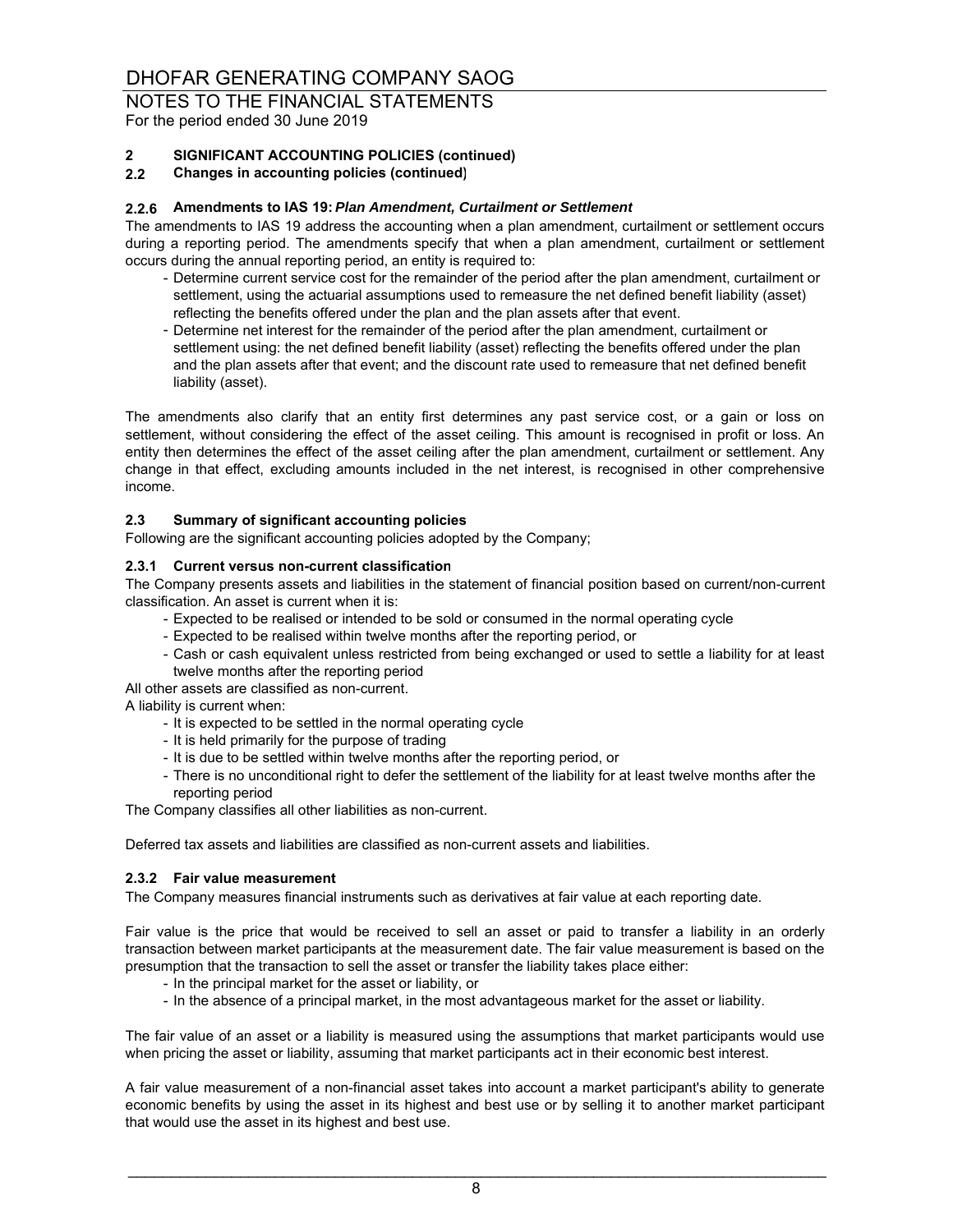# DHOFAR GENERATING COMPANY SAOG

## NOTES TO THE FINANCIAL STATEMENTS

For the period ended 30 June 2019

**2 SIGNIFICANT ACCOUNTING POLICIES (continued)**

**2.2 Changes in accounting policies (continued)**

**2.2.6 Amendments to IAS 19: *Plan Amendment, Curtailment or Settlement***

The amendments to IAS 19 address the accounting when a plan amendment, curtailment or settlement occurs during a reporting period. The amendments specify that when a plan amendment, curtailment or settlement occurs during the annual reporting period, an entity is required to:

- Determine current service cost for the remainder of the period after the plan amendment, curtailment or settlement, using the actuarial assumptions used to remeasure the net defined benefit liability (asset) reflecting the benefits offered under the plan and the plan assets after that event.
- Determine net interest for the remainder of the period after the plan amendment, curtailment or settlement using: the net defined benefit liability (asset) reflecting the benefits offered under the plan and the plan assets after that event; and the discount rate used to remeasure that net defined benefit liability (asset).

The amendments also clarify that an entity first determines any past service cost, or a gain or loss on settlement, without considering the effect of the asset ceiling. This amount is recognised in profit or loss. An entity then determines the effect of the asset ceiling after the plan amendment, curtailment or settlement. Any change in that effect, excluding amounts included in the net interest, is recognised in other comprehensive income.

**2.3 Summary of significant accounting policies**

Following are the significant accounting policies adopted by the Company;

**2.3.1 Current versus non-current classification**

The Company presents assets and liabilities in the statement of financial position based on current/non-current classification. An asset is current when it is:

- Expected to be realised or intended to be sold or consumed in the normal operating cycle
- Expected to be realised within twelve months after the reporting period, or
- Cash or cash equivalent unless restricted from being exchanged or used to settle a liability for at least twelve months after the reporting period

All other assets are classified as non-current.

A liability is current when:

- It is expected to be settled in the normal operating cycle
- It is held primarily for the purpose of trading
- It is due to be settled within twelve months after the reporting period, or
- There is no unconditional right to defer the settlement of the liability for at least twelve months after the reporting period

The Company classifies all other liabilities as non-current.

Deferred tax assets and liabilities are classified as non-current assets and liabilities.

**2.3.2 Fair value measurement**

The Company measures financial instruments such as derivatives at fair value at each reporting date.

Fair value is the price that would be received to sell an asset or paid to transfer a liability in an orderly transaction between market participants at the measurement date. The fair value measurement is based on the presumption that the transaction to sell the asset or transfer the liability takes place either:

- In the principal market for the asset or liability, or
- In the absence of a principal market, in the most advantageous market for the asset or liability.

The fair value of an asset or a liability is measured using the assumptions that market participants would use when pricing the asset or liability, assuming that market participants act in their economic best interest.

A fair value measurement of a non-financial asset takes into account a market participant's ability to generate economic benefits by using the asset in its highest and best use or by selling it to another market participant that would use the asset in its highest and best use.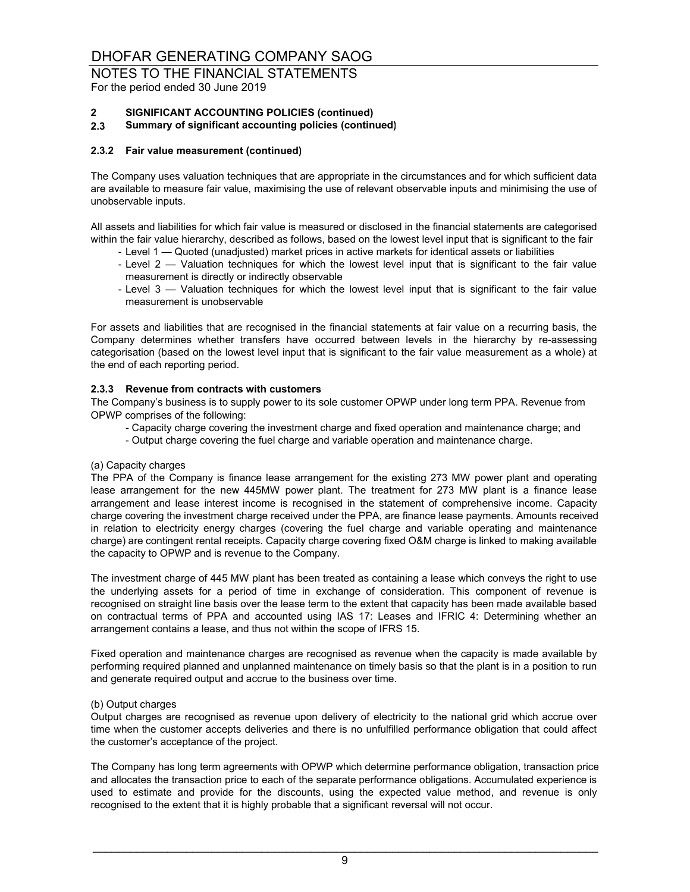# DHOFAR GENERATING COMPANY SAOG

## NOTES TO THE FINANCIAL STATEMENTS

For the period ended 30 June 2019

### 2 SIGNIFICANT ACCOUNTING POLICIES (continued)

### 2.3 Summary of significant accounting policies (continued)

#### 2.3.2 Fair value measurement (continued)

The Company uses valuation techniques that are appropriate in the circumstances and for which sufficient data are available to measure fair value, maximising the use of relevant observable inputs and minimising the use of unobservable inputs.

All assets and liabilities for which fair value is measured or disclosed in the financial statements are categorised within the fair value hierarchy, described as follows, based on the lowest level input that is significant to the fair

- Level 1 — Quoted (unadjusted) market prices in active markets for identical assets or liabilities
- Level 2 — Valuation techniques for which the lowest level input that is significant to the fair value measurement is directly or indirectly observable
- Level 3 — Valuation techniques for which the lowest level input that is significant to the fair value measurement is unobservable

For assets and liabilities that are recognised in the financial statements at fair value on a recurring basis, the Company determines whether transfers have occurred between levels in the hierarchy by re-assessing categorisation (based on the lowest level input that is significant to the fair value measurement as a whole) at the end of each reporting period.

#### 2.3.3 Revenue from contracts with customers

The Company's business is to supply power to its sole customer OPWP under long term PPA. Revenue from OPWP comprises of the following:

- Capacity charge covering the investment charge and fixed operation and maintenance charge; and
- Output charge covering the fuel charge and variable operation and maintenance charge.

(a) Capacity charges

The PPA of the Company is finance lease arrangement for the existing 273 MW power plant and operating lease arrangement for the new 445MW power plant. The treatment for 273 MW plant is a finance lease arrangement and lease interest income is recognised in the statement of comprehensive income. Capacity charge covering the investment charge received under the PPA, are finance lease payments. Amounts received in relation to electricity energy charges (covering the fuel charge and variable operating and maintenance charge) are contingent rental receipts. Capacity charge covering fixed O&M charge is linked to making available the capacity to OPWP and is revenue to the Company.

The investment charge of 445 MW plant has been treated as containing a lease which conveys the right to use the underlying assets for a period of time in exchange of consideration. This component of revenue is recognised on straight line basis over the lease term to the extent that capacity has been made available based on contractual terms of PPA and accounted using IAS 17: Leases and IFRIC 4: Determining whether an arrangement contains a lease, and thus not within the scope of IFRS 15.

Fixed operation and maintenance charges are recognised as revenue when the capacity is made available by performing required planned and unplanned maintenance on timely basis so that the plant is in a position to run and generate required output and accrue to the business over time.

(b) Output charges

Output charges are recognised as revenue upon delivery of electricity to the national grid which accrue over time when the customer accepts deliveries and there is no unfulfilled performance obligation that could affect the customer's acceptance of the project.

The Company has long term agreements with OPWP which determine performance obligation, transaction price and allocates the transaction price to each of the separate performance obligations. Accumulated experience is used to estimate and provide for the discounts, using the expected value method, and revenue is only recognised to the extent that it is highly probable that a significant reversal will not occur.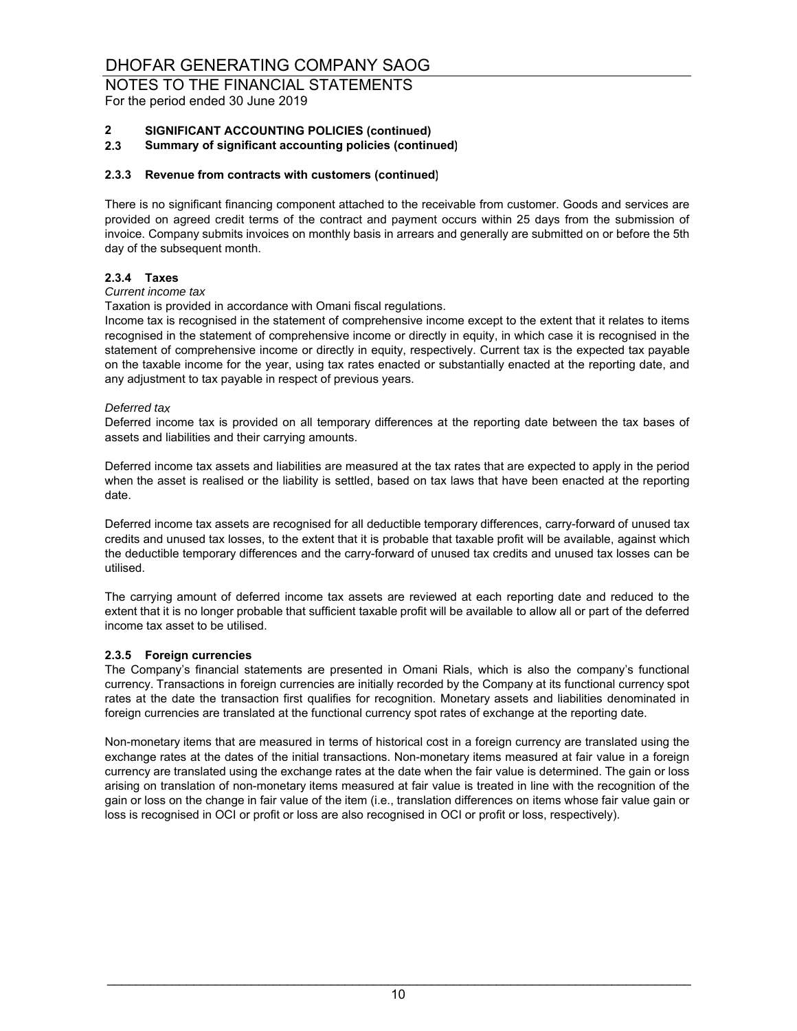# DHOFAR GENERATING COMPANY SAOG

## NOTES TO THE FINANCIAL STATEMENTS

For the period ended 30 June 2019

### 2 SIGNIFICANT ACCOUNTING POLICIES (continued)

### 2.3 Summary of significant accounting policies (continued)

#### 2.3.3 Revenue from contracts with customers (continued)

There is no significant financing component attached to the receivable from customer. Goods and services are provided on agreed credit terms of the contract and payment occurs within 25 days from the submission of invoice. Company submits invoices on monthly basis in arrears and generally are submitted on or before the 5th day of the subsequent month.

#### 2.3.4 Taxes

*Current income tax*

Taxation is provided in accordance with Omani fiscal regulations.

Income tax is recognised in the statement of comprehensive income except to the extent that it relates to items recognised in the statement of comprehensive income or directly in equity, in which case it is recognised in the statement of comprehensive income or directly in equity, respectively. Current tax is the expected tax payable on the taxable income for the year, using tax rates enacted or substantially enacted at the reporting date, and any adjustment to tax payable in respect of previous years.

*Deferred tax*

Deferred income tax is provided on all temporary differences at the reporting date between the tax bases of assets and liabilities and their carrying amounts.

Deferred income tax assets and liabilities are measured at the tax rates that are expected to apply in the period when the asset is realised or the liability is settled, based on tax laws that have been enacted at the reporting date.

Deferred income tax assets are recognised for all deductible temporary differences, carry-forward of unused tax credits and unused tax losses, to the extent that it is probable that taxable profit will be available, against which the deductible temporary differences and the carry-forward of unused tax credits and unused tax losses can be utilised.

The carrying amount of deferred income tax assets are reviewed at each reporting date and reduced to the extent that it is no longer probable that sufficient taxable profit will be available to allow all or part of the deferred income tax asset to be utilised.

#### 2.3.5 Foreign currencies

The Company's financial statements are presented in Omani Rials, which is also the company's functional currency. Transactions in foreign currencies are initially recorded by the Company at its functional currency spot rates at the date the transaction first qualifies for recognition. Monetary assets and liabilities denominated in foreign currencies are translated at the functional currency spot rates of exchange at the reporting date.

Non-monetary items that are measured in terms of historical cost in a foreign currency are translated using the exchange rates at the dates of the initial transactions. Non-monetary items measured at fair value in a foreign currency are translated using the exchange rates at the date when the fair value is determined. The gain or loss arising on translation of non-monetary items measured at fair value is treated in line with the recognition of the gain or loss on the change in fair value of the item (i.e., translation differences on items whose fair value gain or loss is recognised in OCI or profit or loss are also recognised in OCI or profit or loss, respectively).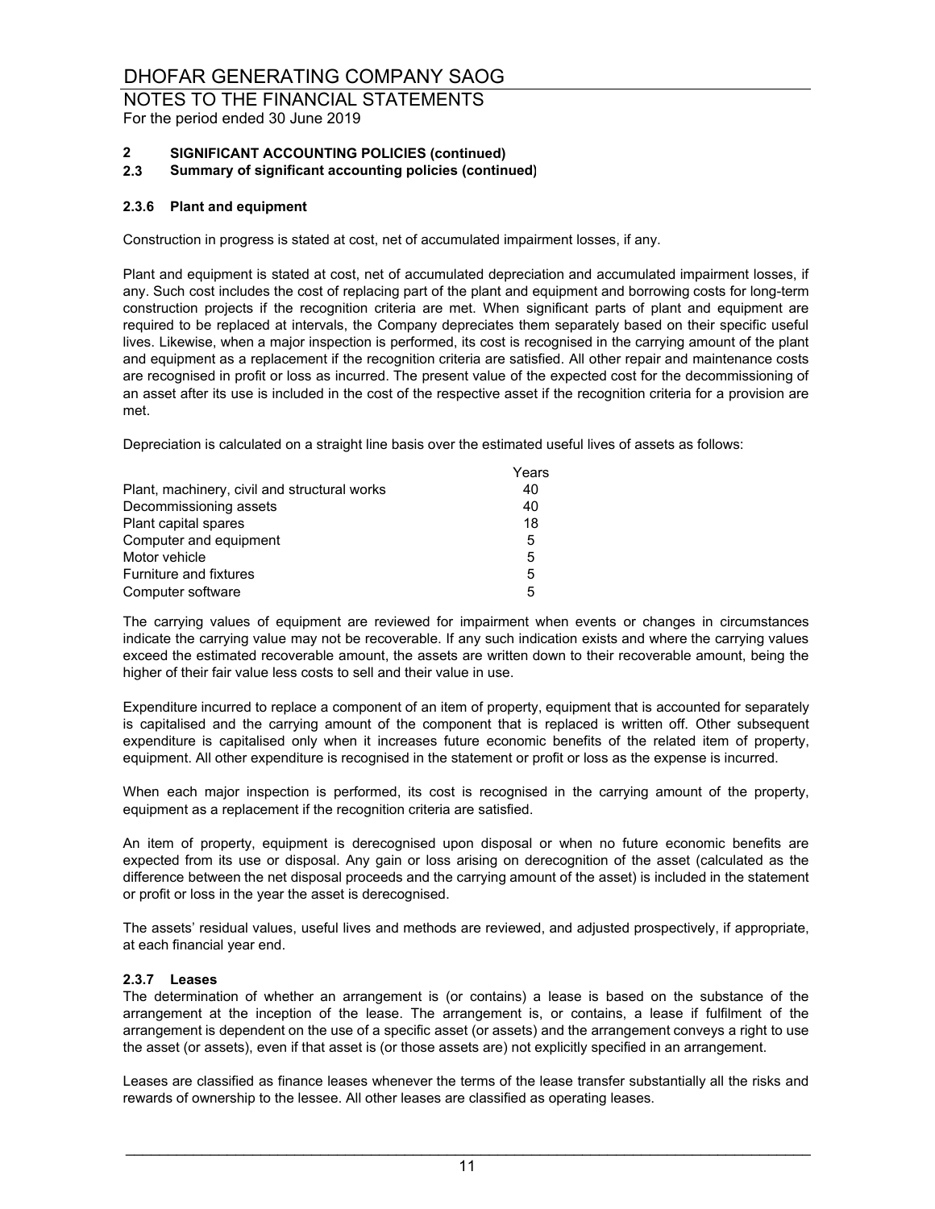# DHOFAR GENERATING COMPANY SAOG

NOTES TO THE FINANCIAL STATEMENTS
For the period ended 30 June 2019

**2 SIGNIFICANT ACCOUNTING POLICIES (continued)**
**2.3 Summary of significant accounting policies (continued)**

### 2.3.6 Plant and equipment

Construction in progress is stated at cost, net of accumulated impairment losses, if any.

Plant and equipment is stated at cost, net of accumulated depreciation and accumulated impairment losses, if any. Such cost includes the cost of replacing part of the plant and equipment and borrowing costs for long-term construction projects if the recognition criteria are met. When significant parts of plant and equipment are required to be replaced at intervals, the Company depreciates them separately based on their specific useful lives. Likewise, when a major inspection is performed, its cost is recognised in the carrying amount of the plant and equipment as a replacement if the recognition criteria are satisfied. All other repair and maintenance costs are recognised in profit or loss as incurred. The present value of the expected cost for the decommissioning of an asset after its use is included in the cost of the respective asset if the recognition criteria for a provision are met.

Depreciation is calculated on a straight line basis over the estimated useful lives of assets as follows:

| | Years |
|---|---|
| Plant, machinery, civil and structural works | 40 |
| Decommissioning assets | 40 |
| Plant capital spares | 18 |
| Computer and equipment | 5 |
| Motor vehicle | 5 |
| Furniture and fixtures | 5 |
| Computer software | 5 |

The carrying values of equipment are reviewed for impairment when events or changes in circumstances indicate the carrying value may not be recoverable. If any such indication exists and where the carrying values exceed the estimated recoverable amount, the assets are written down to their recoverable amount, being the higher of their fair value less costs to sell and their value in use.

Expenditure incurred to replace a component of an item of property, equipment that is accounted for separately is capitalised and the carrying amount of the component that is replaced is written off. Other subsequent expenditure is capitalised only when it increases future economic benefits of the related item of property, equipment. All other expenditure is recognised in the statement or profit or loss as the expense is incurred.

When each major inspection is performed, its cost is recognised in the carrying amount of the property, equipment as a replacement if the recognition criteria are satisfied.

An item of property, equipment is derecognised upon disposal or when no future economic benefits are expected from its use or disposal. Any gain or loss arising on derecognition of the asset (calculated as the difference between the net disposal proceeds and the carrying amount of the asset) is included in the statement or profit or loss in the year the asset is derecognised.

The assets' residual values, useful lives and methods are reviewed, and adjusted prospectively, if appropriate, at each financial year end.

### 2.3.7 Leases

The determination of whether an arrangement is (or contains) a lease is based on the substance of the arrangement at the inception of the lease. The arrangement is, or contains, a lease if fulfilment of the arrangement is dependent on the use of a specific asset (or assets) and the arrangement conveys a right to use the asset (or assets), even if that asset is (or those assets are) not explicitly specified in an arrangement.

Leases are classified as finance leases whenever the terms of the lease transfer substantially all the risks and rewards of ownership to the lessee. All other leases are classified as operating leases.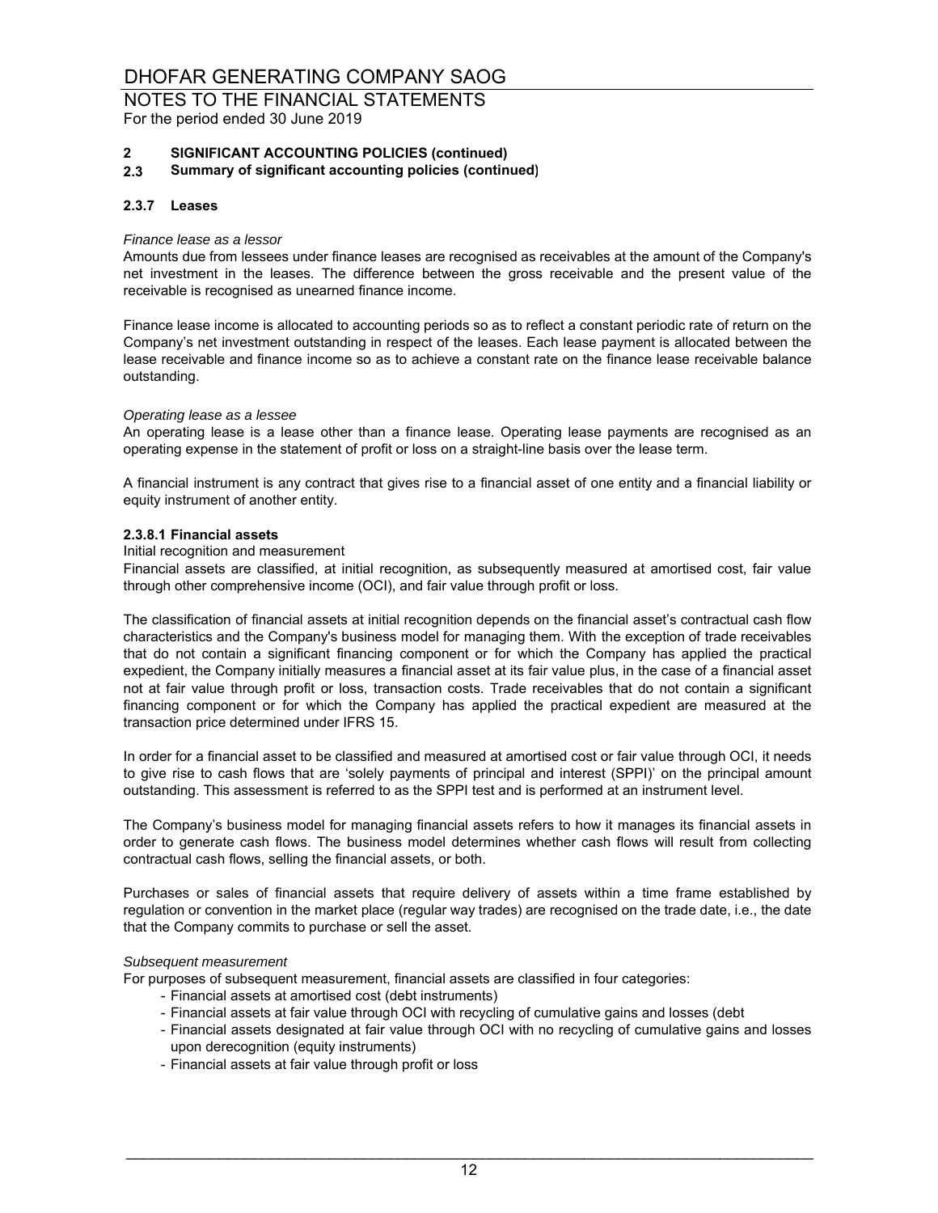# DHOFAR GENERATING COMPANY SAOG

## NOTES TO THE FINANCIAL STATEMENTS

For the period ended 30 June 2019

**2 SIGNIFICANT ACCOUNTING POLICIES (continued)**

**2.3 Summary of significant accounting policies (continued)**

**2.3.7 Leases**

*Finance lease as a lessor*

Amounts due from lessees under finance leases are recognised as receivables at the amount of the Company's net investment in the leases. The difference between the gross receivable and the present value of the receivable is recognised as unearned finance income.

Finance lease income is allocated to accounting periods so as to reflect a constant periodic rate of return on the Company's net investment outstanding in respect of the leases. Each lease payment is allocated between the lease receivable and finance income so as to achieve a constant rate on the finance lease receivable balance outstanding.

*Operating lease as a lessee*

An operating lease is a lease other than a finance lease. Operating lease payments are recognised as an operating expense in the statement of profit or loss on a straight-line basis over the lease term.

A financial instrument is any contract that gives rise to a financial asset of one entity and a financial liability or equity instrument of another entity.

**2.3.8.1 Financial assets**

Initial recognition and measurement

Financial assets are classified, at initial recognition, as subsequently measured at amortised cost, fair value through other comprehensive income (OCI), and fair value through profit or loss.

The classification of financial assets at initial recognition depends on the financial asset's contractual cash flow characteristics and the Company's business model for managing them. With the exception of trade receivables that do not contain a significant financing component or for which the Company has applied the practical expedient, the Company initially measures a financial asset at its fair value plus, in the case of a financial asset not at fair value through profit or loss, transaction costs. Trade receivables that do not contain a significant financing component or for which the Company has applied the practical expedient are measured at the transaction price determined under IFRS 15.

In order for a financial asset to be classified and measured at amortised cost or fair value through OCI, it needs to give rise to cash flows that are 'solely payments of principal and interest (SPPI)' on the principal amount outstanding. This assessment is referred to as the SPPI test and is performed at an instrument level.

The Company's business model for managing financial assets refers to how it manages its financial assets in order to generate cash flows. The business model determines whether cash flows will result from collecting contractual cash flows, selling the financial assets, or both.

Purchases or sales of financial assets that require delivery of assets within a time frame established by regulation or convention in the market place (regular way trades) are recognised on the trade date, i.e., the date that the Company commits to purchase or sell the asset.

*Subsequent measurement*

For purposes of subsequent measurement, financial assets are classified in four categories:

- Financial assets at amortised cost (debt instruments)
- Financial assets at fair value through OCI with recycling of cumulative gains and losses (debt
- Financial assets designated at fair value through OCI with no recycling of cumulative gains and losses upon derecognition (equity instruments)
- Financial assets at fair value through profit or loss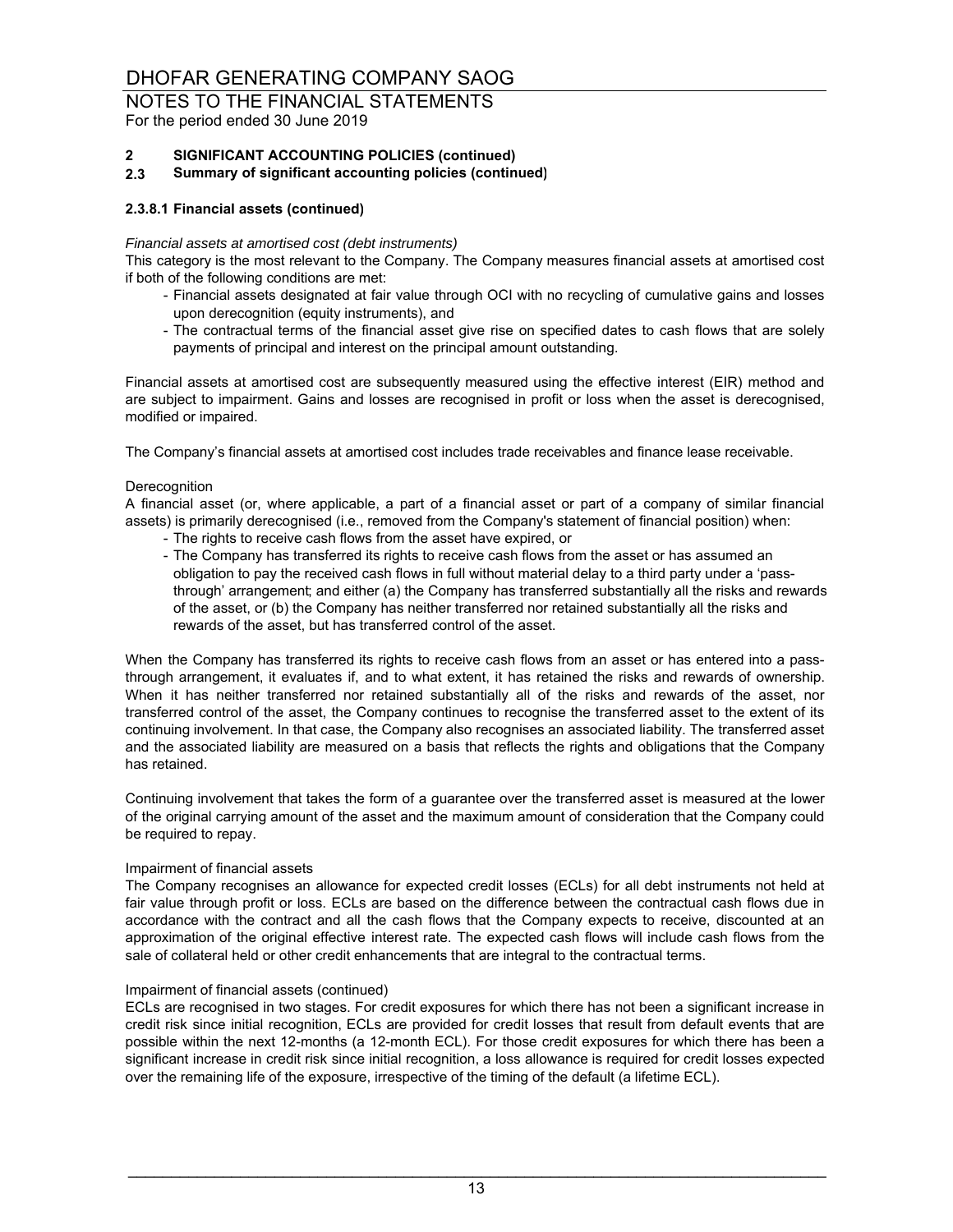## 2 SIGNIFICANT ACCOUNTING POLICIES (continued)

### 2.3 Summary of significant accounting policies (continued)

#### 2.3.8.1 Financial assets (continued)

*Financial assets at amortised cost (debt instruments)*

This category is the most relevant to the Company. The Company measures financial assets at amortised cost if both of the following conditions are met:

- Financial assets designated at fair value through OCI with no recycling of cumulative gains and losses upon derecognition (equity instruments), and
- The contractual terms of the financial asset give rise on specified dates to cash flows that are solely payments of principal and interest on the principal amount outstanding.

Financial assets at amortised cost are subsequently measured using the effective interest (EIR) method and are subject to impairment. Gains and losses are recognised in profit or loss when the asset is derecognised, modified or impaired.

The Company's financial assets at amortised cost includes trade receivables and finance lease receivable.

Derecognition

A financial asset (or, where applicable, a part of a financial asset or part of a company of similar financial assets) is primarily derecognised (i.e., removed from the Company's statement of financial position) when:

- The rights to receive cash flows from the asset have expired, or
- The Company has transferred its rights to receive cash flows from the asset or has assumed an obligation to pay the received cash flows in full without material delay to a third party under a 'pass-through' arrangement; and either (a) the Company has transferred substantially all the risks and rewards of the asset, or (b) the Company has neither transferred nor retained substantially all the risks and rewards of the asset, but has transferred control of the asset.

When the Company has transferred its rights to receive cash flows from an asset or has entered into a pass-through arrangement, it evaluates if, and to what extent, it has retained the risks and rewards of ownership. When it has neither transferred nor retained substantially all of the risks and rewards of the asset, nor transferred control of the asset, the Company continues to recognise the transferred asset to the extent of its continuing involvement. In that case, the Company also recognises an associated liability. The transferred asset and the associated liability are measured on a basis that reflects the rights and obligations that the Company has retained.

Continuing involvement that takes the form of a guarantee over the transferred asset is measured at the lower of the original carrying amount of the asset and the maximum amount of consideration that the Company could be required to repay.

Impairment of financial assets

The Company recognises an allowance for expected credit losses (ECLs) for all debt instruments not held at fair value through profit or loss. ECLs are based on the difference between the contractual cash flows due in accordance with the contract and all the cash flows that the Company expects to receive, discounted at an approximation of the original effective interest rate. The expected cash flows will include cash flows from the sale of collateral held or other credit enhancements that are integral to the contractual terms.

Impairment of financial assets (continued)

ECLs are recognised in two stages. For credit exposures for which there has not been a significant increase in credit risk since initial recognition, ECLs are provided for credit losses that result from default events that are possible within the next 12-months (a 12-month ECL). For those credit exposures for which there has been a significant increase in credit risk since initial recognition, a loss allowance is required for credit losses expected over the remaining life of the exposure, irrespective of the timing of the default (a lifetime ECL).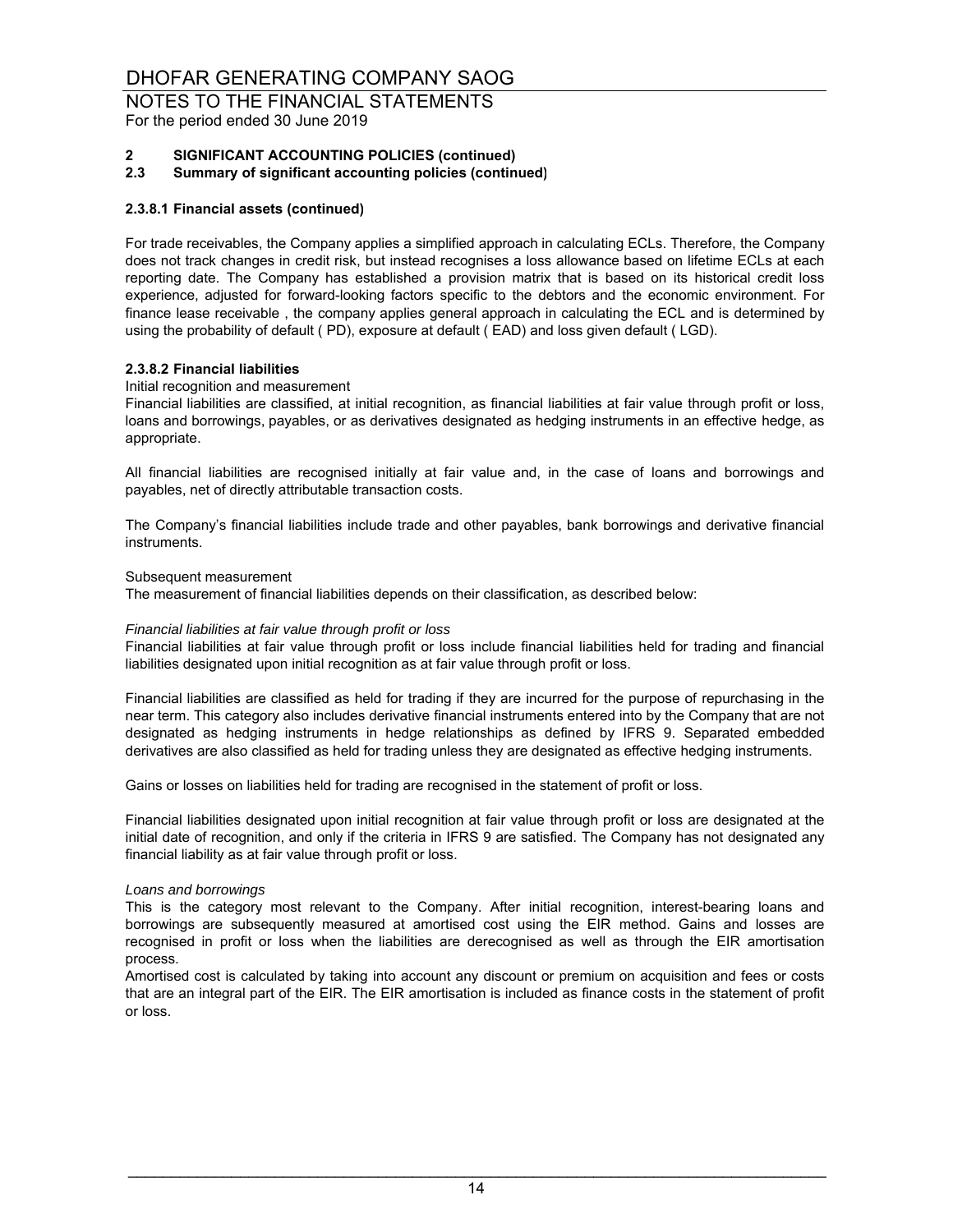## 2 SIGNIFICANT ACCOUNTING POLICIES (continued)

### 2.3 Summary of significant accounting policies (continued)

#### 2.3.8.1 Financial assets (continued)

For trade receivables, the Company applies a simplified approach in calculating ECLs. Therefore, the Company does not track changes in credit risk, but instead recognises a loss allowance based on lifetime ECLs at each reporting date. The Company has established a provision matrix that is based on its historical credit loss experience, adjusted for forward-looking factors specific to the debtors and the economic environment. For finance lease receivable , the company applies general approach in calculating the ECL and is determined by using the probability of default ( PD), exposure at default ( EAD) and loss given default ( LGD).

#### 2.3.8.2 Financial liabilities

Initial recognition and measurement

Financial liabilities are classified, at initial recognition, as financial liabilities at fair value through profit or loss, loans and borrowings, payables, or as derivatives designated as hedging instruments in an effective hedge, as appropriate.

All financial liabilities are recognised initially at fair value and, in the case of loans and borrowings and payables, net of directly attributable transaction costs.

The Company's financial liabilities include trade and other payables, bank borrowings and derivative financial instruments.

Subsequent measurement

The measurement of financial liabilities depends on their classification, as described below:

*Financial liabilities at fair value through profit or loss*

Financial liabilities at fair value through profit or loss include financial liabilities held for trading and financial liabilities designated upon initial recognition as at fair value through profit or loss.

Financial liabilities are classified as held for trading if they are incurred for the purpose of repurchasing in the near term. This category also includes derivative financial instruments entered into by the Company that are not designated as hedging instruments in hedge relationships as defined by IFRS 9. Separated embedded derivatives are also classified as held for trading unless they are designated as effective hedging instruments.

Gains or losses on liabilities held for trading are recognised in the statement of profit or loss.

Financial liabilities designated upon initial recognition at fair value through profit or loss are designated at the initial date of recognition, and only if the criteria in IFRS 9 are satisfied. The Company has not designated any financial liability as at fair value through profit or loss.

*Loans and borrowings*

This is the category most relevant to the Company. After initial recognition, interest-bearing loans and borrowings are subsequently measured at amortised cost using the EIR method. Gains and losses are recognised in profit or loss when the liabilities are derecognised as well as through the EIR amortisation process.

Amortised cost is calculated by taking into account any discount or premium on acquisition and fees or costs that are an integral part of the EIR. The EIR amortisation is included as finance costs in the statement of profit or loss.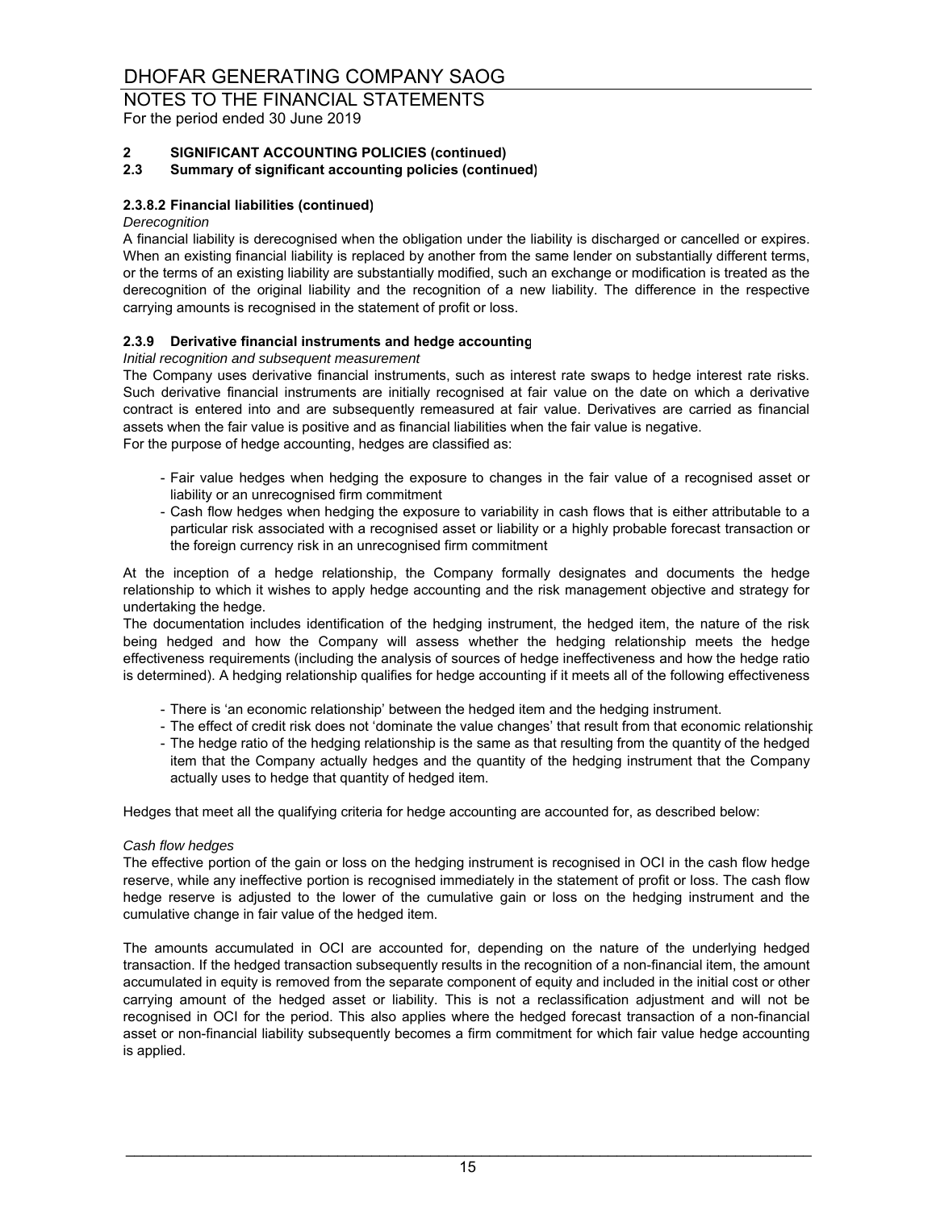## 2 SIGNIFICANT ACCOUNTING POLICIES (continued)

### 2.3 Summary of significant accounting policies (continued)

#### 2.3.8.2 Financial liabilities (continued)

*Derecognition*

A financial liability is derecognised when the obligation under the liability is discharged or cancelled or expires. When an existing financial liability is replaced by another from the same lender on substantially different terms, or the terms of an existing liability are substantially modified, such an exchange or modification is treated as the derecognition of the original liability and the recognition of a new liability. The difference in the respective carrying amounts is recognised in the statement of profit or loss.

#### 2.3.9 Derivative financial instruments and hedge accounting

*Initial recognition and subsequent measurement*

The Company uses derivative financial instruments, such as interest rate swaps to hedge interest rate risks. Such derivative financial instruments are initially recognised at fair value on the date on which a derivative contract is entered into and are subsequently remeasured at fair value. Derivatives are carried as financial assets when the fair value is positive and as financial liabilities when the fair value is negative.
For the purpose of hedge accounting, hedges are classified as:

- Fair value hedges when hedging the exposure to changes in the fair value of a recognised asset or liability or an unrecognised firm commitment
- Cash flow hedges when hedging the exposure to variability in cash flows that is either attributable to a particular risk associated with a recognised asset or liability or a highly probable forecast transaction or the foreign currency risk in an unrecognised firm commitment

At the inception of a hedge relationship, the Company formally designates and documents the hedge relationship to which it wishes to apply hedge accounting and the risk management objective and strategy for undertaking the hedge.
The documentation includes identification of the hedging instrument, the hedged item, the nature of the risk being hedged and how the Company will assess whether the hedging relationship meets the hedge effectiveness requirements (including the analysis of sources of hedge ineffectiveness and how the hedge ratio is determined). A hedging relationship qualifies for hedge accounting if it meets all of the following effectiveness

- There is 'an economic relationship' between the hedged item and the hedging instrument.
- The effect of credit risk does not 'dominate the value changes' that result from that economic relationship
- The hedge ratio of the hedging relationship is the same as that resulting from the quantity of the hedged item that the Company actually hedges and the quantity of the hedging instrument that the Company actually uses to hedge that quantity of hedged item.

Hedges that meet all the qualifying criteria for hedge accounting are accounted for, as described below:

*Cash flow hedges*

The effective portion of the gain or loss on the hedging instrument is recognised in OCI in the cash flow hedge reserve, while any ineffective portion is recognised immediately in the statement of profit or loss. The cash flow hedge reserve is adjusted to the lower of the cumulative gain or loss on the hedging instrument and the cumulative change in fair value of the hedged item.

The amounts accumulated in OCI are accounted for, depending on the nature of the underlying hedged transaction. If the hedged transaction subsequently results in the recognition of a non-financial item, the amount accumulated in equity is removed from the separate component of equity and included in the initial cost or other carrying amount of the hedged asset or liability. This is not a reclassification adjustment and will not be recognised in OCI for the period. This also applies where the hedged forecast transaction of a non-financial asset or non-financial liability subsequently becomes a firm commitment for which fair value hedge accounting is applied.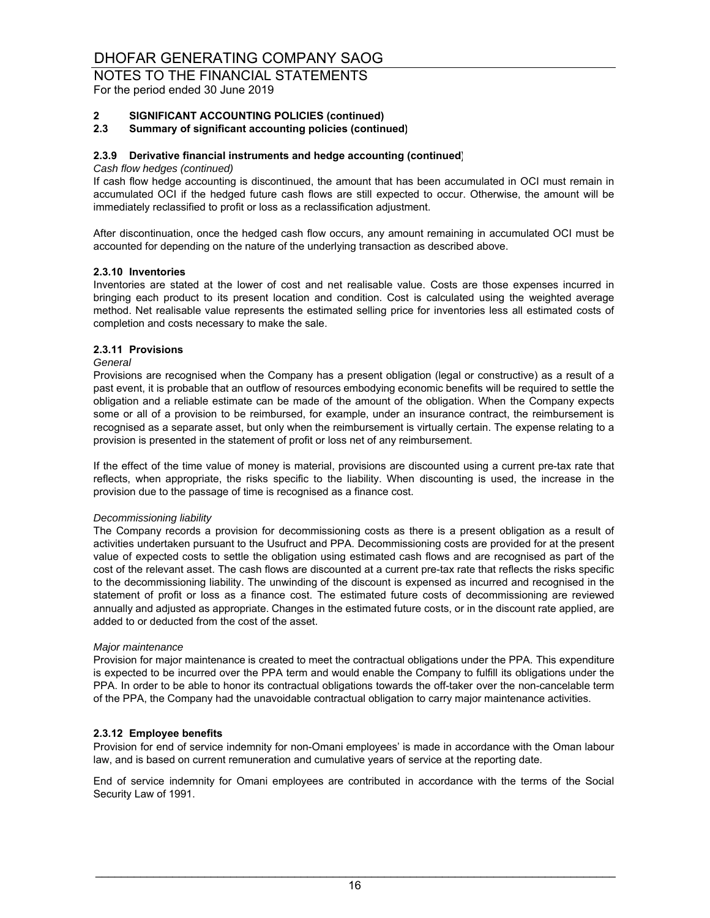# DHOFAR GENERATING COMPANY SAOG

## NOTES TO THE FINANCIAL STATEMENTS

For the period ended 30 June 2019

### 2 SIGNIFICANT ACCOUNTING POLICIES (continued)

### 2.3 Summary of significant accounting policies (continued)

#### 2.3.9 Derivative financial instruments and hedge accounting (continued)

*Cash flow hedges (continued)*

If cash flow hedge accounting is discontinued, the amount that has been accumulated in OCI must remain in accumulated OCI if the hedged future cash flows are still expected to occur. Otherwise, the amount will be immediately reclassified to profit or loss as a reclassification adjustment.

After discontinuation, once the hedged cash flow occurs, any amount remaining in accumulated OCI must be accounted for depending on the nature of the underlying transaction as described above.

#### 2.3.10 Inventories

Inventories are stated at the lower of cost and net realisable value. Costs are those expenses incurred in bringing each product to its present location and condition. Cost is calculated using the weighted average method. Net realisable value represents the estimated selling price for inventories less all estimated costs of completion and costs necessary to make the sale.

#### 2.3.11 Provisions

*General*

Provisions are recognised when the Company has a present obligation (legal or constructive) as a result of a past event, it is probable that an outflow of resources embodying economic benefits will be required to settle the obligation and a reliable estimate can be made of the amount of the obligation. When the Company expects some or all of a provision to be reimbursed, for example, under an insurance contract, the reimbursement is recognised as a separate asset, but only when the reimbursement is virtually certain. The expense relating to a provision is presented in the statement of profit or loss net of any reimbursement.

If the effect of the time value of money is material, provisions are discounted using a current pre-tax rate that reflects, when appropriate, the risks specific to the liability. When discounting is used, the increase in the provision due to the passage of time is recognised as a finance cost.

*Decommissioning liability*

The Company records a provision for decommissioning costs as there is a present obligation as a result of activities undertaken pursuant to the Usufruct and PPA. Decommissioning costs are provided for at the present value of expected costs to settle the obligation using estimated cash flows and are recognised as part of the cost of the relevant asset. The cash flows are discounted at a current pre-tax rate that reflects the risks specific to the decommissioning liability. The unwinding of the discount is expensed as incurred and recognised in the statement of profit or loss as a finance cost. The estimated future costs of decommissioning are reviewed annually and adjusted as appropriate. Changes in the estimated future costs, or in the discount rate applied, are added to or deducted from the cost of the asset.

*Major maintenance*

Provision for major maintenance is created to meet the contractual obligations under the PPA. This expenditure is expected to be incurred over the PPA term and would enable the Company to fulfill its obligations under the PPA. In order to be able to honor its contractual obligations towards the off-taker over the non-cancelable term of the PPA, the Company had the unavoidable contractual obligation to carry major maintenance activities.

#### 2.3.12 Employee benefits

Provision for end of service indemnity for non-Omani employees' is made in accordance with the Oman labour law, and is based on current remuneration and cumulative years of service at the reporting date.

End of service indemnity for Omani employees are contributed in accordance with the terms of the Social Security Law of 1991.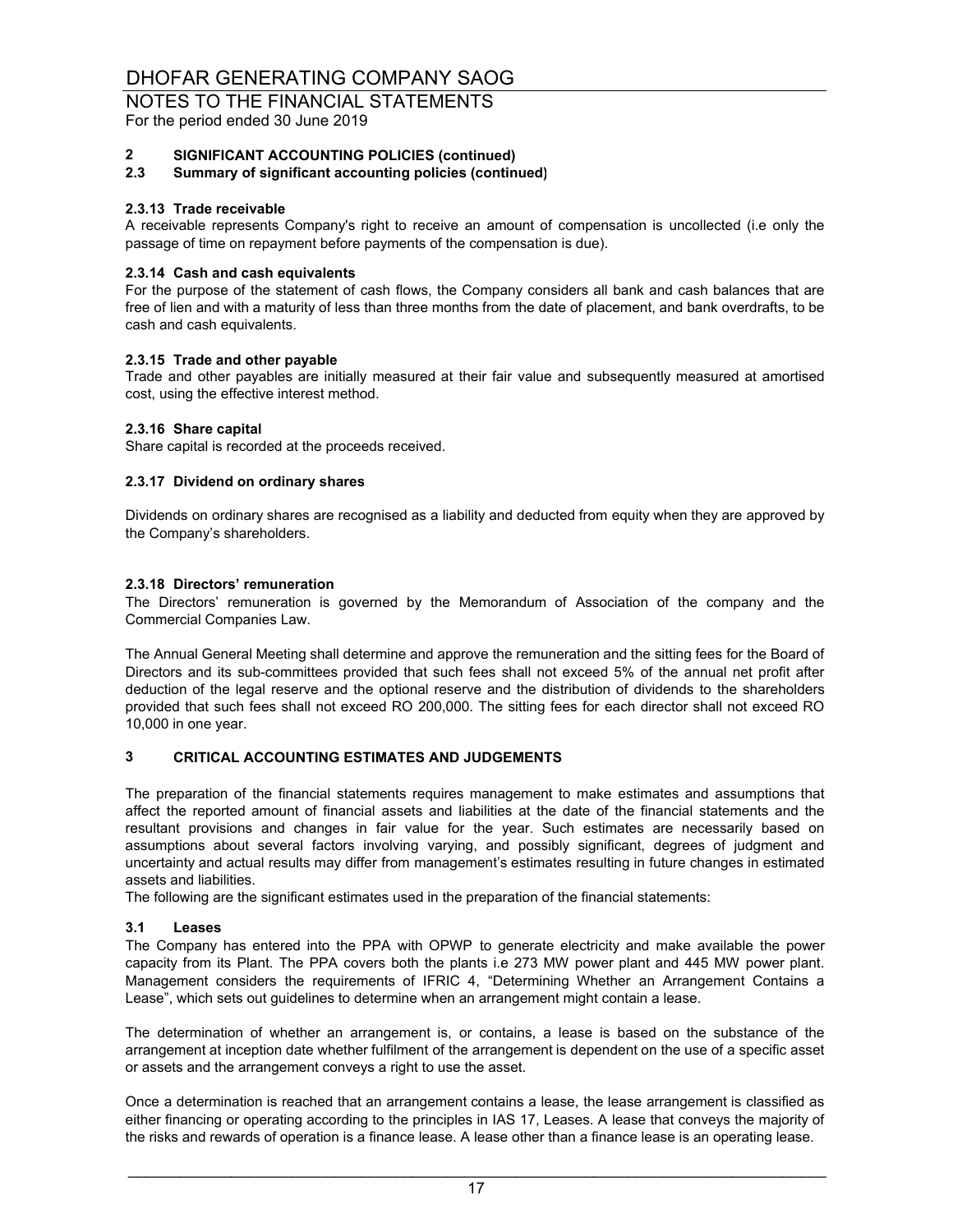# DHOFAR GENERATING COMPANY SAOG

## NOTES TO THE FINANCIAL STATEMENTS

For the period ended 30 June 2019

### 2 SIGNIFICANT ACCOUNTING POLICIES (continued)

### 2.3 Summary of significant accounting policies (continued)

**2.3.13 Trade receivable**

A receivable represents Company's right to receive an amount of compensation is uncollected (i.e only the passage of time on repayment before payments of the compensation is due).

**2.3.14 Cash and cash equivalents**

For the purpose of the statement of cash flows, the Company considers all bank and cash balances that are free of lien and with a maturity of less than three months from the date of placement, and bank overdrafts, to be cash and cash equivalents.

**2.3.15 Trade and other payable**

Trade and other payables are initially measured at their fair value and subsequently measured at amortised cost, using the effective interest method.

**2.3.16 Share capital**

Share capital is recorded at the proceeds received.

**2.3.17 Dividend on ordinary shares**

Dividends on ordinary shares are recognised as a liability and deducted from equity when they are approved by the Company's shareholders.

**2.3.18 Directors' remuneration**

The Directors' remuneration is governed by the Memorandum of Association of the company and the Commercial Companies Law.

The Annual General Meeting shall determine and approve the remuneration and the sitting fees for the Board of Directors and its sub-committees provided that such fees shall not exceed 5% of the annual net profit after deduction of the legal reserve and the optional reserve and the distribution of dividends to the shareholders provided that such fees shall not exceed RO 200,000. The sitting fees for each director shall not exceed RO 10,000 in one year.

### 3 CRITICAL ACCOUNTING ESTIMATES AND JUDGEMENTS

The preparation of the financial statements requires management to make estimates and assumptions that affect the reported amount of financial assets and liabilities at the date of the financial statements and the resultant provisions and changes in fair value for the year. Such estimates are necessarily based on assumptions about several factors involving varying, and possibly significant, degrees of judgment and uncertainty and actual results may differ from management's estimates resulting in future changes in estimated assets and liabilities.

The following are the significant estimates used in the preparation of the financial statements:

**3.1 Leases**

The Company has entered into the PPA with OPWP to generate electricity and make available the power capacity from its Plant. The PPA covers both the plants i.e 273 MW power plant and 445 MW power plant. Management considers the requirements of IFRIC 4, "Determining Whether an Arrangement Contains a Lease", which sets out guidelines to determine when an arrangement might contain a lease.

The determination of whether an arrangement is, or contains, a lease is based on the substance of the arrangement at inception date whether fulfilment of the arrangement is dependent on the use of a specific asset or assets and the arrangement conveys a right to use the asset.

Once a determination is reached that an arrangement contains a lease, the lease arrangement is classified as either financing or operating according to the principles in IAS 17, Leases. A lease that conveys the majority of the risks and rewards of operation is a finance lease. A lease other than a finance lease is an operating lease.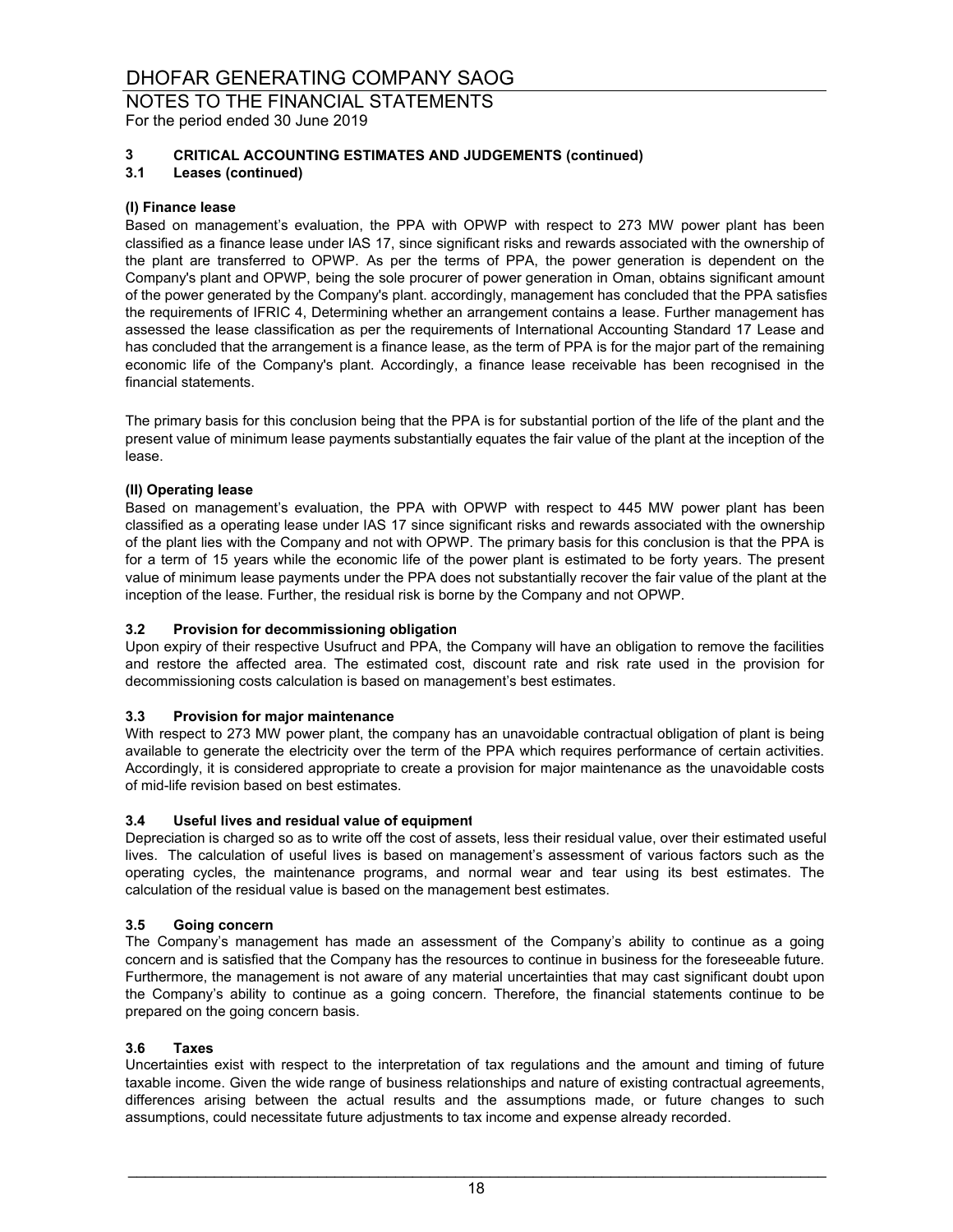# DHOFAR GENERATING COMPANY SAOG

## NOTES TO THE FINANCIAL STATEMENTS

For the period ended 30 June 2019

### 3 CRITICAL ACCOUNTING ESTIMATES AND JUDGEMENTS (continued)

### 3.1 Leases (continued)

**(I) Finance lease**

Based on management's evaluation, the PPA with OPWP with respect to 273 MW power plant has been classified as a finance lease under IAS 17, since significant risks and rewards associated with the ownership of the plant are transferred to OPWP. As per the terms of PPA, the power generation is dependent on the Company's plant and OPWP, being the sole procurer of power generation in Oman, obtains significant amount of the power generated by the Company's plant. accordingly, management has concluded that the PPA satisfies the requirements of IFRIC 4, Determining whether an arrangement contains a lease. Further management has assessed the lease classification as per the requirements of International Accounting Standard 17 Lease and has concluded that the arrangement is a finance lease, as the term of PPA is for the major part of the remaining economic life of the Company's plant. Accordingly, a finance lease receivable has been recognised in the financial statements.

The primary basis for this conclusion being that the PPA is for substantial portion of the life of the plant and the present value of minimum lease payments substantially equates the fair value of the plant at the inception of the lease.

**(II) Operating lease**

Based on management's evaluation, the PPA with OPWP with respect to 445 MW power plant has been classified as a operating lease under IAS 17 since significant risks and rewards associated with the ownership of the plant lies with the Company and not with OPWP. The primary basis for this conclusion is that the PPA is for a term of 15 years while the economic life of the power plant is estimated to be forty years. The present value of minimum lease payments under the PPA does not substantially recover the fair value of the plant at the inception of the lease. Further, the residual risk is borne by the Company and not OPWP.

### 3.2 Provision for decommissioning obligation

Upon expiry of their respective Usufruct and PPA, the Company will have an obligation to remove the facilities and restore the affected area. The estimated cost, discount rate and risk rate used in the provision for decommissioning costs calculation is based on management's best estimates.

### 3.3 Provision for major maintenance

With respect to 273 MW power plant, the company has an unavoidable contractual obligation of plant is being available to generate the electricity over the term of the PPA which requires performance of certain activities. Accordingly, it is considered appropriate to create a provision for major maintenance as the unavoidable costs of mid-life revision based on best estimates.

### 3.4 Useful lives and residual value of equipment

Depreciation is charged so as to write off the cost of assets, less their residual value, over their estimated useful lives. The calculation of useful lives is based on management's assessment of various factors such as the operating cycles, the maintenance programs, and normal wear and tear using its best estimates. The calculation of the residual value is based on the management best estimates.

### 3.5 Going concern

The Company's management has made an assessment of the Company's ability to continue as a going concern and is satisfied that the Company has the resources to continue in business for the foreseeable future. Furthermore, the management is not aware of any material uncertainties that may cast significant doubt upon the Company's ability to continue as a going concern. Therefore, the financial statements continue to be prepared on the going concern basis.

### 3.6 Taxes

Uncertainties exist with respect to the interpretation of tax regulations and the amount and timing of future taxable income. Given the wide range of business relationships and nature of existing contractual agreements, differences arising between the actual results and the assumptions made, or future changes to such assumptions, could necessitate future adjustments to tax income and expense already recorded.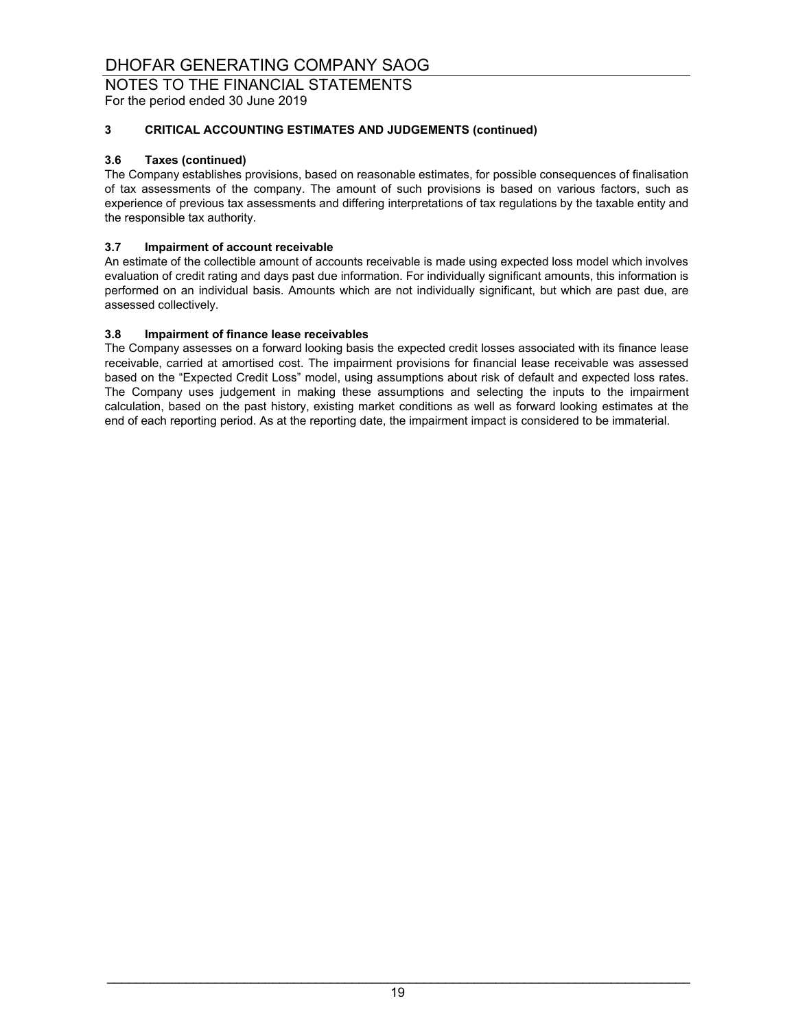### 3 CRITICAL ACCOUNTING ESTIMATES AND JUDGEMENTS (continued)

#### 3.6 Taxes (continued)

The Company establishes provisions, based on reasonable estimates, for possible consequences of finalisation of tax assessments of the company. The amount of such provisions is based on various factors, such as experience of previous tax assessments and differing interpretations of tax regulations by the taxable entity and the responsible tax authority.

#### 3.7 Impairment of account receivable

An estimate of the collectible amount of accounts receivable is made using expected loss model which involves evaluation of credit rating and days past due information. For individually significant amounts, this information is performed on an individual basis. Amounts which are not individually significant, but which are past due, are assessed collectively.

#### 3.8 Impairment of finance lease receivables

The Company assesses on a forward looking basis the expected credit losses associated with its finance lease receivable, carried at amortised cost. The impairment provisions for financial lease receivable was assessed based on the "Expected Credit Loss" model, using assumptions about risk of default and expected loss rates. The Company uses judgement in making these assumptions and selecting the inputs to the impairment calculation, based on the past history, existing market conditions as well as forward looking estimates at the end of each reporting period. As at the reporting date, the impairment impact is considered to be immaterial.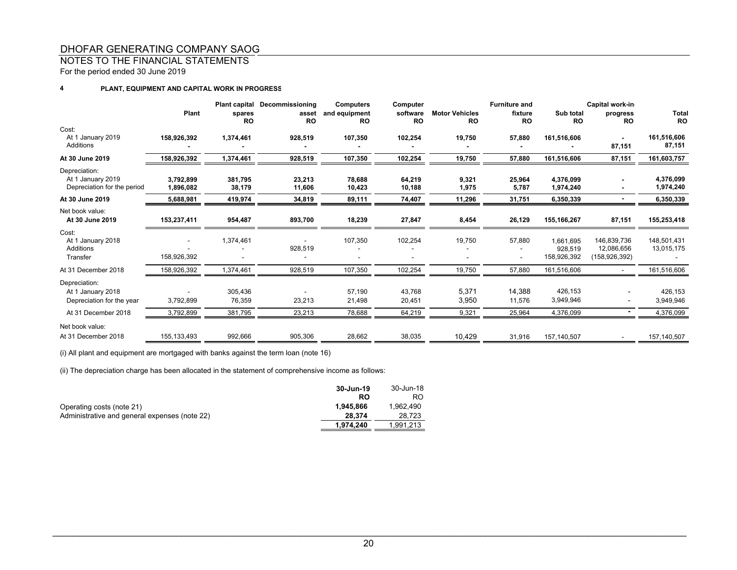# DHOFAR GENERATING COMPANY SAOG

## NOTES TO THE FINANCIAL STATEMENTS

For the period ended 30 June 2019

### 4 PLANT, EQUIPMENT AND CAPITAL WORK IN PROGRESS

| | Plant | Plant capital spares RO | Decommissioning asset RO | Computers and equipment RO | Computer software RO | Motor Vehicles RO | Furniture and fixture RO | Sub total RO | Capital work-in progress RO | Total RO |
|---|---|---|---|---|---|---|---|---|---|---|
| Cost: | | | | | | | | | | |
| At 1 January 2019 | **158,926,392** | **1,374,461** | **928,519** | **107,350** | **102,254** | **19,750** | **57,880** | **161,516,606** | **-** | **161,516,606** |
| Additions | **-** | **-** | **-** | **-** | **-** | **-** | **-** | **-** | **87,151** | **87,151** |
| **At 30 June 2019** | **158,926,392** | **1,374,461** | **928,519** | **107,350** | **102,254** | **19,750** | **57,880** | **161,516,606** | **87,151** | **161,603,757** |
| Depreciation: | | | | | | | | | | |
| At 1 January 2019 | **3,792,899** | **381,795** | **23,213** | **78,688** | **64,219** | **9,321** | **25,964** | **4,376,099** | **-** | **4,376,099** |
| Depreciation for the period | **1,896,082** | **38,179** | **11,606** | **10,423** | **10,188** | **1,975** | **5,787** | **1,974,240** | **-** | **1,974,240** |
| **At 30 June 2019** | **5,688,981** | **419,974** | **34,819** | **89,111** | **74,407** | **11,296** | **31,751** | **6,350,339** | **-** | **6,350,339** |
| Net book value: | | | | | | | | | | |
| **At 30 June 2019** | **153,237,411** | **954,487** | **893,700** | **18,239** | **27,847** | **8,454** | **26,129** | **155,166,267** | **87,151** | **155,253,418** |
| Cost: | | | | | | | | | | |
| At 1 January 2018 | - | 1,374,461 | - | 107,350 | 102,254 | 19,750 | 57,880 | 1,661,695 | 146,839,736 | 148,501,431 |
| Additions | - | - | 928,519 | - | - | - | - | 928,519 | 12,086,656 | 13,015,175 |
| Transfer | 158,926,392 | - | - | - | - | - | - | 158,926,392 | (158,926,392) | - |
| At 31 December 2018 | 158,926,392 | 1,374,461 | 928,519 | 107,350 | 102,254 | 19,750 | 57,880 | 161,516,606 | - | 161,516,606 |
| Depreciation: | | | | | | | | | | |
| At 1 January 2018 | - | 305,436 | - | 57,190 | 43,768 | 5,371 | 14,388 | 426,153 | - | 426,153 |
| Depreciation for the year | 3,792,899 | 76,359 | 23,213 | 21,498 | 20,451 | 3,950 | 11,576 | 3,949,946 | - | 3,949,946 |
| At 31 December 2018 | 3,792,899 | 381,795 | 23,213 | 78,688 | 64,219 | 9,321 | 25,964 | 4,376,099 | - | 4,376,099 |
| Net book value: | | | | | | | | | | |
| At 31 December 2018 | 155,133,493 | 992,666 | 905,306 | 28,662 | 38,035 | 10,429 | 31,916 | 157,140,507 | - | 157,140,507 |

(i) All plant and equipment are mortgaged with banks against the term loan (note 16)

(ii) The depreciation charge has been allocated in the statement of comprehensive income as follows:

| | 30-Jun-19 RO | 30-Jun-18 RO |
|---|---|---|
| Operating costs (note 21) | **1,945,866** | 1,962,490 |
| Administrative and general expenses (note 22) | **28,374** | 28,723 |
| | **1,974,240** | 1,991,213 |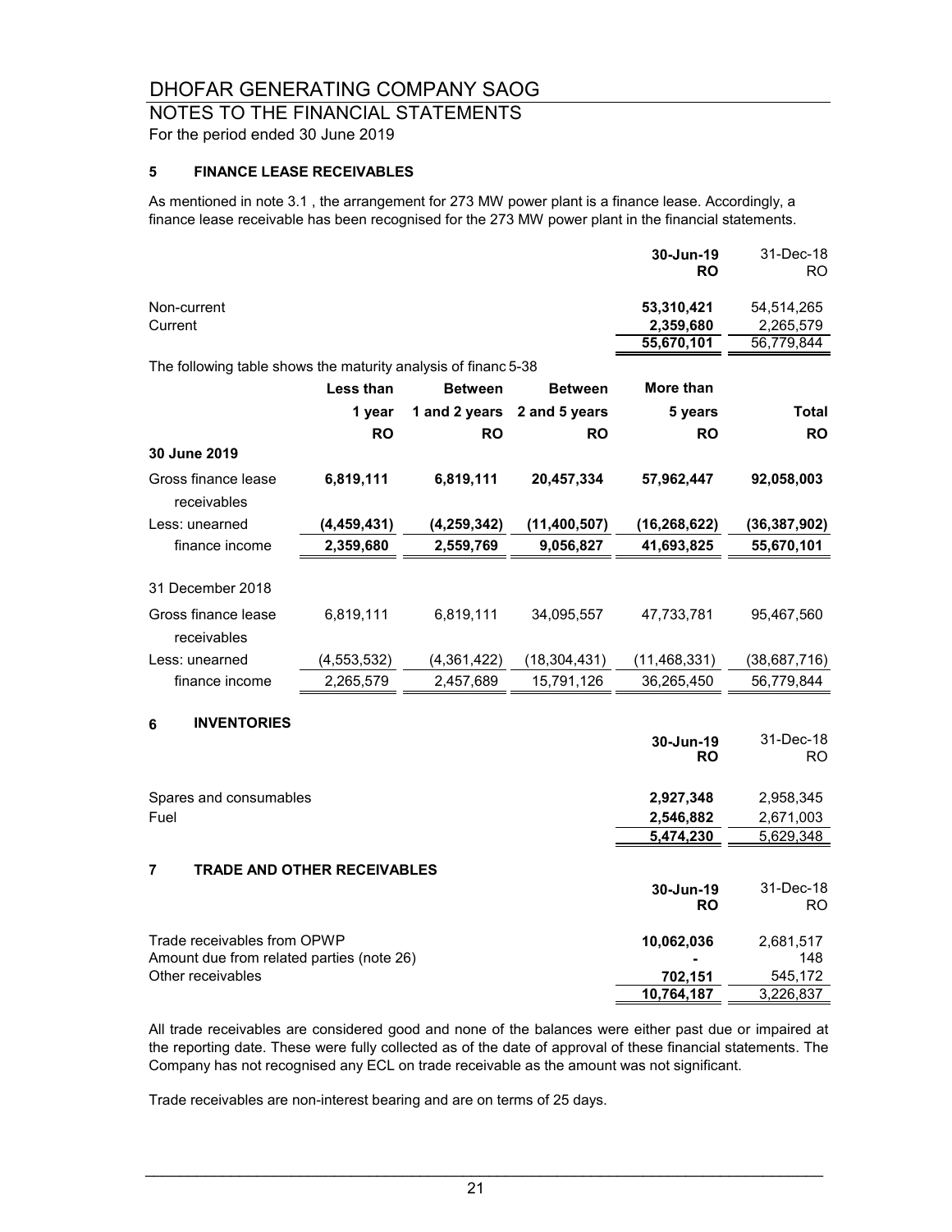# DHOFAR GENERATING COMPANY SAOG

## NOTES TO THE FINANCIAL STATEMENTS

For the period ended 30 June 2019

### 5 FINANCE LEASE RECEIVABLES

As mentioned in note 3.1 , the arrangement for 273 MW power plant is a finance lease. Accordingly, a finance lease receivable has been recognised for the 273 MW power plant in the financial statements.

| | **30-Jun-19 RO** | 31-Dec-18 RO |
|---|---|---|
| Non-current | **53,310,421** | 54,514,265 |
| Current | **2,359,680** | 2,265,579 |
| | **55,670,101** | 56,779,844 |

The following table shows the maturity analysis of financ 5-38

| | **Less than 1 year RO** | **Between 1 and 2 years RO** | **Between 2 and 5 years RO** | **More than 5 years RO** | **Total RO** |
|---|---|---|---|---|---|
| **30 June 2019** | | | | | |
| Gross finance lease receivables | **6,819,111** | **6,819,111** | **20,457,334** | **57,962,447** | **92,058,003** |
| Less: unearned | **(4,459,431)** | **(4,259,342)** | **(11,400,507)** | **(16,268,622)** | **(36,387,902)** |
| finance income | **2,359,680** | **2,559,769** | **9,056,827** | **41,693,825** | **55,670,101** |
| 31 December 2018 | | | | | |
| Gross finance lease receivables | 6,819,111 | 6,819,111 | 34,095,557 | 47,733,781 | 95,467,560 |
| Less: unearned | (4,553,532) | (4,361,422) | (18,304,431) | (11,468,331) | (38,687,716) |
| finance income | 2,265,579 | 2,457,689 | 15,791,126 | 36,265,450 | 56,779,844 |

### 6 INVENTORIES

| | **30-Jun-19 RO** | 31-Dec-18 RO |
|---|---|---|
| Spares and consumables | **2,927,348** | 2,958,345 |
| Fuel | **2,546,882** | 2,671,003 |
| | **5,474,230** | 5,629,348 |

### 7 TRADE AND OTHER RECEIVABLES

| | **30-Jun-19 RO** | 31-Dec-18 RO |
|---|---|---|
| Trade receivables from OPWP | **10,062,036** | 2,681,517 |
| Amount due from related parties (note 26) | **-** | 148 |
| Other receivables | **702,151** | 545,172 |
| | **10,764,187** | 3,226,837 |

All trade receivables are considered good and none of the balances were either past due or impaired at the reporting date. These were fully collected as of the date of approval of these financial statements. The Company has not recognised any ECL on trade receivable as the amount was not significant.

Trade receivables are non-interest bearing and are on terms of 25 days.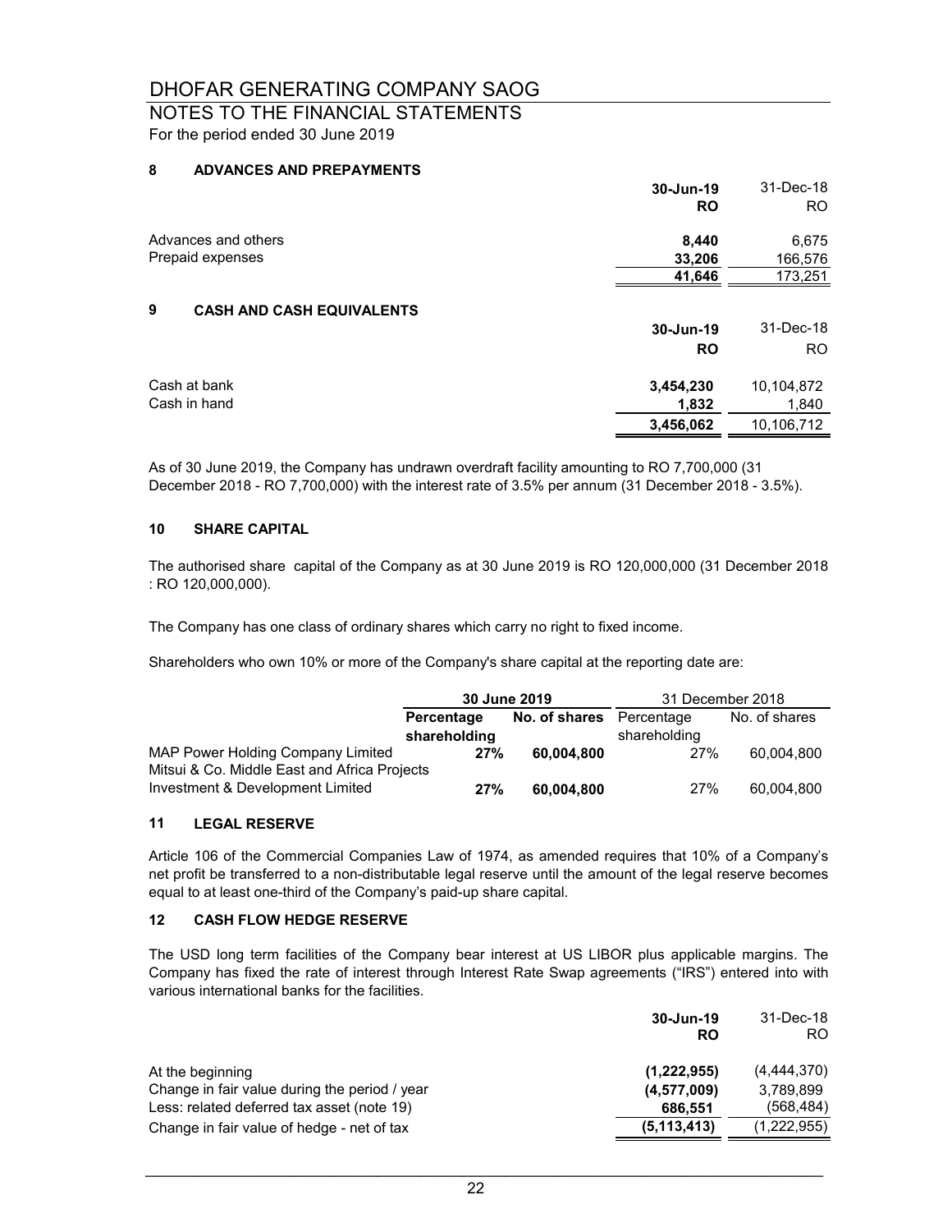# DHOFAR GENERATING COMPANY SAOG

## NOTES TO THE FINANCIAL STATEMENTS

For the period ended 30 June 2019

### 8 ADVANCES AND PREPAYMENTS

| | 30-Jun-19 | 31-Dec-18 |
|---|---|---|
| | RO | RO |
| Advances and others | 8,440 | 6,675 |
| Prepaid expenses | 33,206 | 166,576 |
| | 41,646 | 173,251 |

### 9 CASH AND CASH EQUIVALENTS

| | 30-Jun-19 | 31-Dec-18 |
|---|---|---|
| | RO | RO |
| Cash at bank | 3,454,230 | 10,104,872 |
| Cash in hand | 1,832 | 1,840 |
| | 3,456,062 | 10,106,712 |

As of 30 June 2019, the Company has undrawn overdraft facility amounting to RO 7,700,000 (31 December 2018 - RO 7,700,000) with the interest rate of 3.5% per annum (31 December 2018 - 3.5%).

### 10 SHARE CAPITAL

The authorised share capital of the Company as at 30 June 2019 is RO 120,000,000 (31 December 2018 : RO 120,000,000).

The Company has one class of ordinary shares which carry no right to fixed income.

Shareholders who own 10% or more of the Company's share capital at the reporting date are:

| | 30 June 2019 | | 31 December 2018 | |
|---|---|---|---|---|
| | Percentage shareholding | No. of shares | Percentage shareholding | No. of shares |
| MAP Power Holding Company Limited | 27% | 60,004,800 | 27% | 60,004,800 |
| Mitsui & Co. Middle East and Africa Projects Investment & Development Limited | 27% | 60,004,800 | 27% | 60,004,800 |

### 11 LEGAL RESERVE

Article 106 of the Commercial Companies Law of 1974, as amended requires that 10% of a Company's net profit be transferred to a non-distributable legal reserve until the amount of the legal reserve becomes equal to at least one-third of the Company's paid-up share capital.

### 12 CASH FLOW HEDGE RESERVE

The USD long term facilities of the Company bear interest at US LIBOR plus applicable margins. The Company has fixed the rate of interest through Interest Rate Swap agreements ("IRS") entered into with various international banks for the facilities.

| | 30-Jun-19 | 31-Dec-18 |
|---|---|---|
| | RO | RO |
| At the beginning | (1,222,955) | (4,444,370) |
| Change in fair value during the period / year | (4,577,009) | 3,789,899 |
| Less: related deferred tax asset (note 19) | 686,551 | (568,484) |
| Change in fair value of hedge - net of tax | (5,113,413) | (1,222,955) |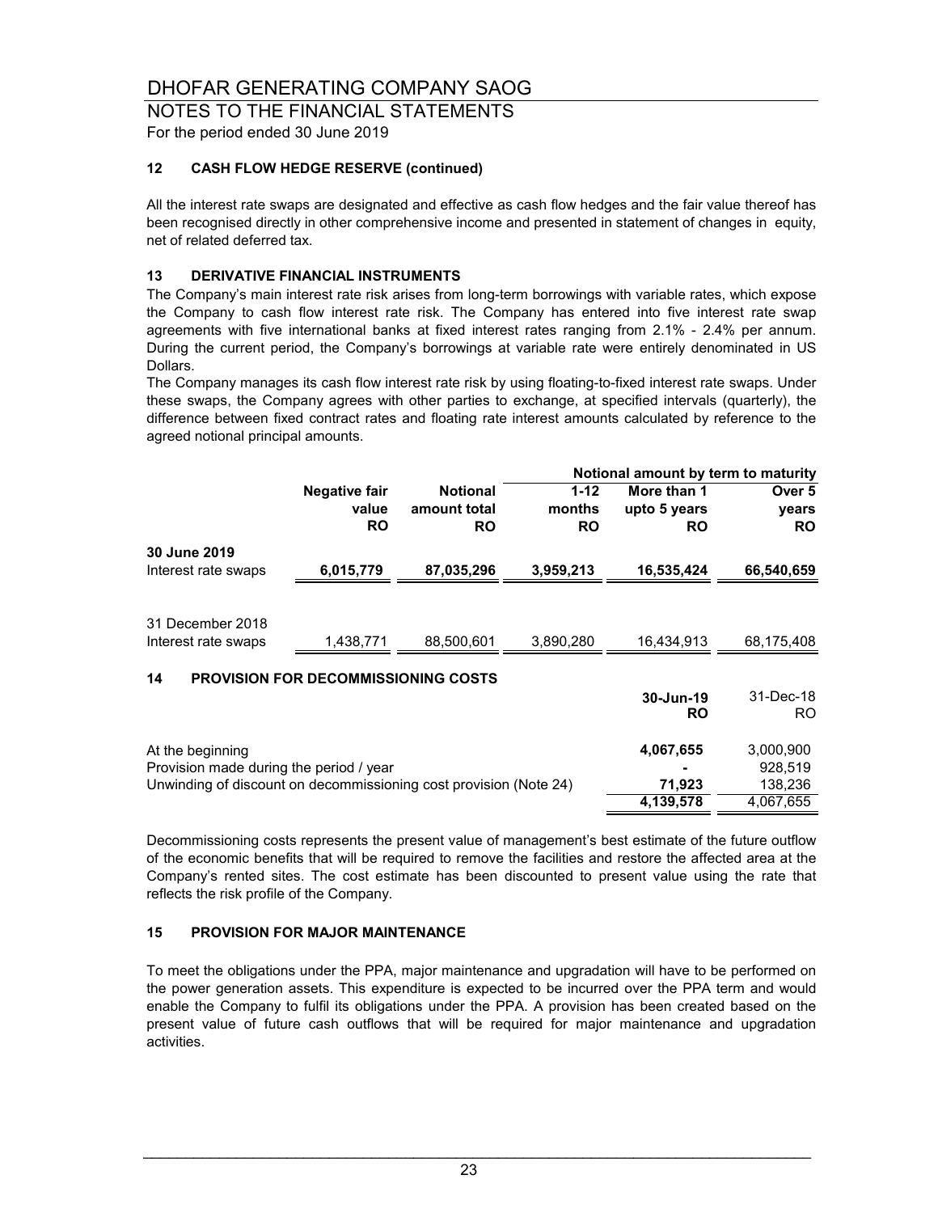## 12 CASH FLOW HEDGE RESERVE (continued)

All the interest rate swaps are designated and effective as cash flow hedges and the fair value thereof has been recognised directly in other comprehensive income and presented in statement of changes in equity, net of related deferred tax.

## 13 DERIVATIVE FINANCIAL INSTRUMENTS

The Company's main interest rate risk arises from long-term borrowings with variable rates, which expose the Company to cash flow interest rate risk. The Company has entered into five interest rate swap agreements with five international banks at fixed interest rates ranging from 2.1% - 2.4% per annum. During the current period, the Company's borrowings at variable rate were entirely denominated in US Dollars.

The Company manages its cash flow interest rate risk by using floating-to-fixed interest rate swaps. Under these swaps, the Company agrees with other parties to exchange, at specified intervals (quarterly), the difference between fixed contract rates and floating rate interest amounts calculated by reference to the agreed notional principal amounts.

| | | | Notional amount by term to maturity | | |
|---|---|---|---|---|---|
| | **Negative fair value RO** | **Notional amount total RO** | **1-12 months RO** | **More than 1 upto 5 years RO** | **Over 5 years RO** |
| **30 June 2019** | | | | | |
| Interest rate swaps | **6,015,779** | **87,035,296** | **3,959,213** | **16,535,424** | **66,540,659** |
| 31 December 2018 | | | | | |
| Interest rate swaps | 1,438,771 | 88,500,601 | 3,890,280 | 16,434,913 | 68,175,408 |

## 14 PROVISION FOR DECOMMISSIONING COSTS

| | **30-Jun-19 RO** | 31-Dec-18 RO |
|---|---|---|
| At the beginning | **4,067,655** | 3,000,900 |
| Provision made during the period / year | **-** | 928,519 |
| Unwinding of discount on decommissioning cost provision (Note 24) | **71,923** | 138,236 |
| | **4,139,578** | 4,067,655 |

Decommissioning costs represents the present value of management's best estimate of the future outflow of the economic benefits that will be required to remove the facilities and restore the affected area at the Company's rented sites. The cost estimate has been discounted to present value using the rate that reflects the risk profile of the Company.

## 15 PROVISION FOR MAJOR MAINTENANCE

To meet the obligations under the PPA, major maintenance and upgradation will have to be performed on the power generation assets. This expenditure is expected to be incurred over the PPA term and would enable the Company to fulfil its obligations under the PPA. A provision has been created based on the present value of future cash outflows that will be required for major maintenance and upgradation activities.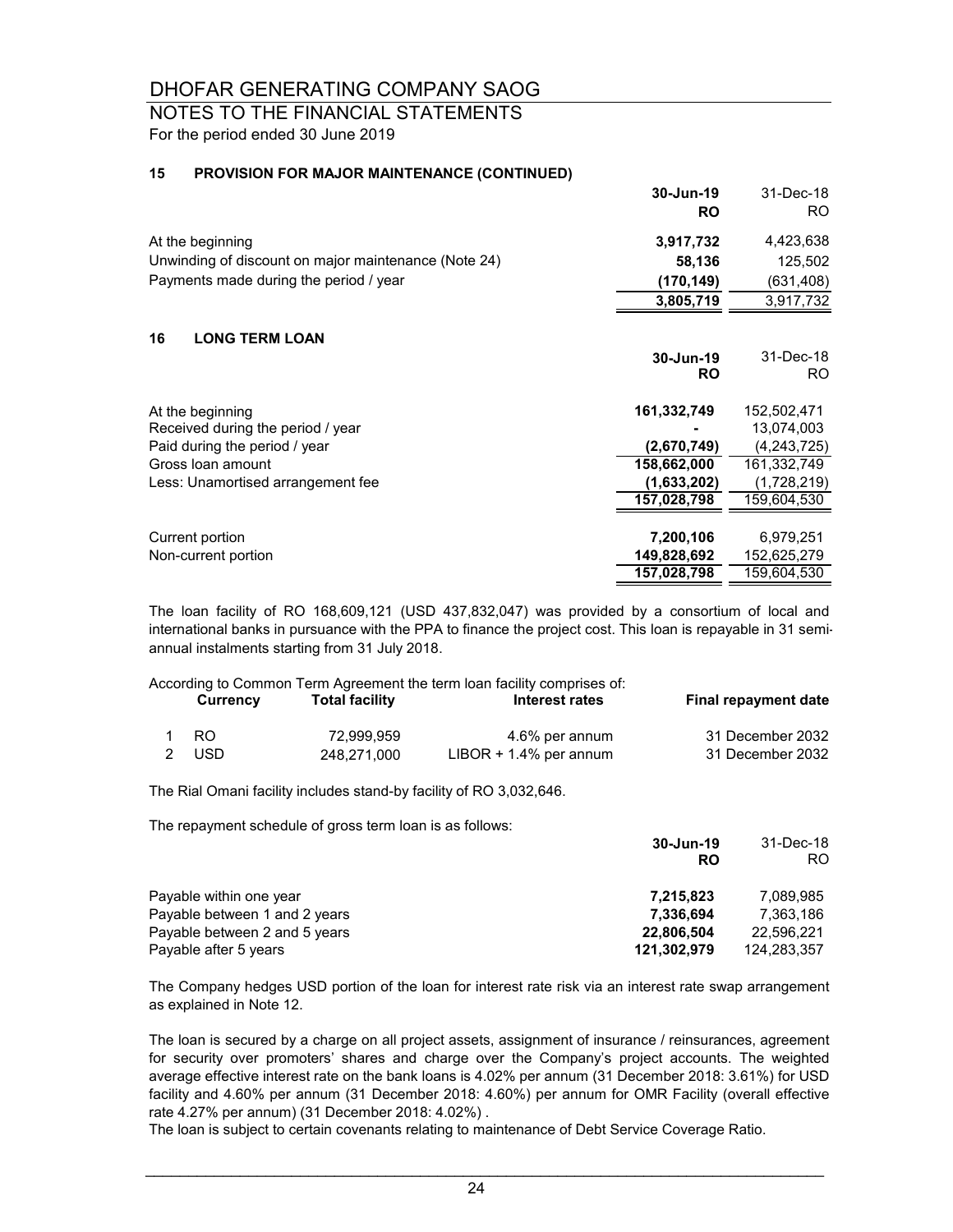# DHOFAR GENERATING COMPANY SAOG

## NOTES TO THE FINANCIAL STATEMENTS

For the period ended 30 June 2019

### 15 PROVISION FOR MAJOR MAINTENANCE (CONTINUED)

| | 30-Jun-19 RO | 31-Dec-18 RO |
|---|---|---|
| At the beginning | **3,917,732** | 4,423,638 |
| Unwinding of discount on major maintenance (Note 24) | **58,136** | 125,502 |
| Payments made during the period / year | **(170,149)** | (631,408) |
| | **3,805,719** | 3,917,732 |

### 16 LONG TERM LOAN

| | 30-Jun-19 RO | 31-Dec-18 RO |
|---|---|---|
| At the beginning | **161,332,749** | 152,502,471 |
| Received during the period / year | **-** | 13,074,003 |
| Paid during the period / year | **(2,670,749)** | (4,243,725) |
| Gross loan amount | **158,662,000** | 161,332,749 |
| Less: Unamortised arrangement fee | **(1,633,202)** | (1,728,219) |
| | **157,028,798** | 159,604,530 |
| | | |
| Current portion | **7,200,106** | 6,979,251 |
| Non-current portion | **149,828,692** | 152,625,279 |
| | **157,028,798** | 159,604,530 |

The loan facility of RO 168,609,121 (USD 437,832,047) was provided by a consortium of local and international banks in pursuance with the PPA to finance the project cost. This loan is repayable in 31 semi-annual instalments starting from 31 July 2018.

According to Common Term Agreement the term loan facility comprises of:

| | Currency | Total facility | Interest rates | Final repayment date |
|---|---|---|---|---|
| 1 | RO | 72,999,959 | 4.6% per annum | 31 December 2032 |
| 2 | USD | 248,271,000 | LIBOR + 1.4% per annum | 31 December 2032 |

The Rial Omani facility includes stand-by facility of RO 3,032,646.

The repayment schedule of gross term loan is as follows:

| | 30-Jun-19 RO | 31-Dec-18 RO |
|---|---|---|
| Payable within one year | **7,215,823** | 7,089,985 |
| Payable between 1 and 2 years | **7,336,694** | 7,363,186 |
| Payable between 2 and 5 years | **22,806,504** | 22,596,221 |
| Payable after 5 years | **121,302,979** | 124,283,357 |

The Company hedges USD portion of the loan for interest rate risk via an interest rate swap arrangement as explained in Note 12.

The loan is secured by a charge on all project assets, assignment of insurance / reinsurances, agreement for security over promoters' shares and charge over the Company's project accounts. The weighted average effective interest rate on the bank loans is 4.02% per annum (31 December 2018: 3.61%) for USD facility and 4.60% per annum (31 December 2018: 4.60%) per annum for OMR Facility (overall effective rate 4.27% per annum) (31 December 2018: 4.02%) .

The loan is subject to certain covenants relating to maintenance of Debt Service Coverage Ratio.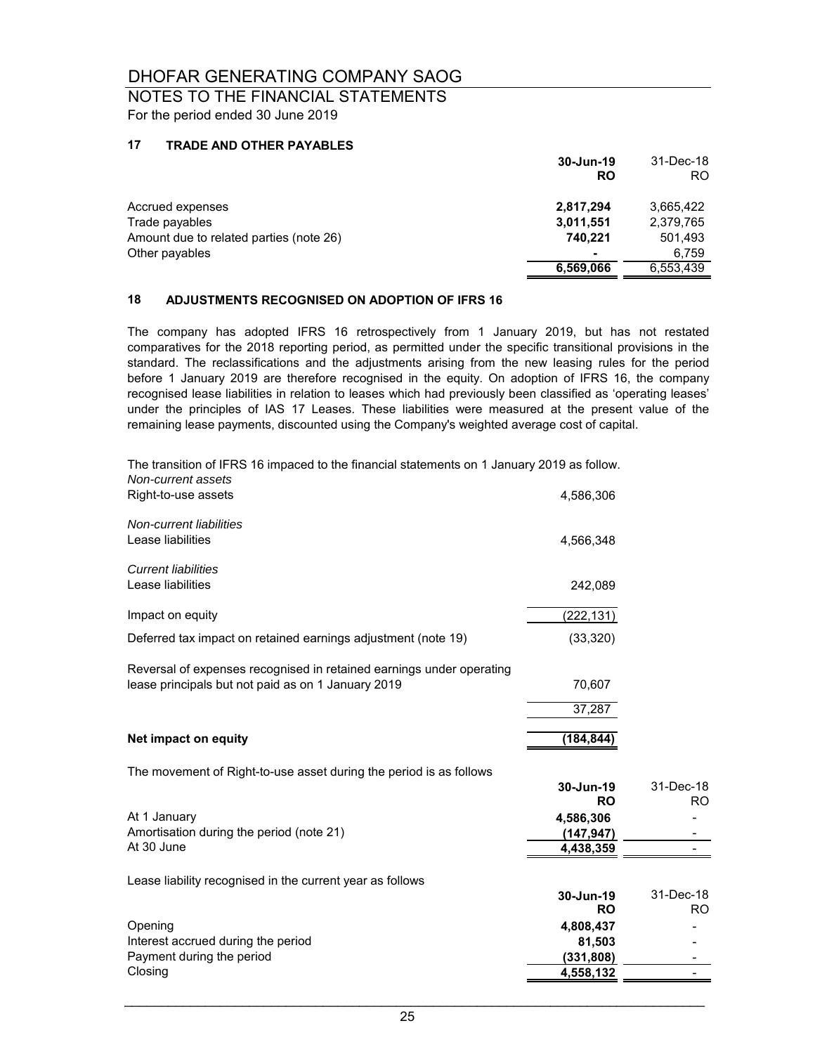# DHOFAR GENERATING COMPANY SAOG

## NOTES TO THE FINANCIAL STATEMENTS

For the period ended 30 June 2019

### 17 TRADE AND OTHER PAYABLES

| | 30-Jun-19 RO | 31-Dec-18 RO |
|---|---|---|
| Accrued expenses | **2,817,294** | 3,665,422 |
| Trade payables | **3,011,551** | 2,379,765 |
| Amount due to related parties (note 26) | **740,221** | 501,493 |
| Other payables | **-** | 6,759 |
| | **6,569,066** | 6,553,439 |

### 18 ADJUSTMENTS RECOGNISED ON ADOPTION OF IFRS 16

The company has adopted IFRS 16 retrospectively from 1 January 2019, but has not restated comparatives for the 2018 reporting period, as permitted under the specific transitional provisions in the standard. The reclassifications and the adjustments arising from the new leasing rules for the period before 1 January 2019 are therefore recognised in the equity. On adoption of IFRS 16, the company recognised lease liabilities in relation to leases which had previously been classified as 'operating leases' under the principles of IAS 17 Leases. These liabilities were measured at the present value of the remaining lease payments, discounted using the Company's weighted average cost of capital.

The transition of IFRS 16 impacted to the financial statements on 1 January 2019 as follow.

| | |
|---|---|
| *Non-current assets* | |
| Right-to-use assets | 4,586,306 |
| *Non-current liabilities* | |
| Lease liabilities | 4,566,348 |
| *Current liabilities* | |
| Lease liabilities | 242,089 |
| Impact on equity | (222,131) |
| Deferred tax impact on retained earnings adjustment (note 19) | (33,320) |
| Reversal of expenses recognised in retained earnings under operating lease principals but not paid as on 1 January 2019 | 70,607 |
| | 37,287 |
| **Net impact on equity** | **(184,844)** |

The movement of Right-to-use asset during the period is as follows

| | 30-Jun-19 RO | 31-Dec-18 RO |
|---|---|---|
| At 1 January | **4,586,306** | - |
| Amortisation during the period (note 21) | **(147,947)** | - |
| At 30 June | **4,438,359** | - |

Lease liability recognised in the current year as follows

| | 30-Jun-19 RO | 31-Dec-18 RO |
|---|---|---|
| Opening | **4,808,437** | - |
| Interest accrued during the period | **81,503** | - |
| Payment during the period | **(331,808)** | - |
| Closing | **4,558,132** | - |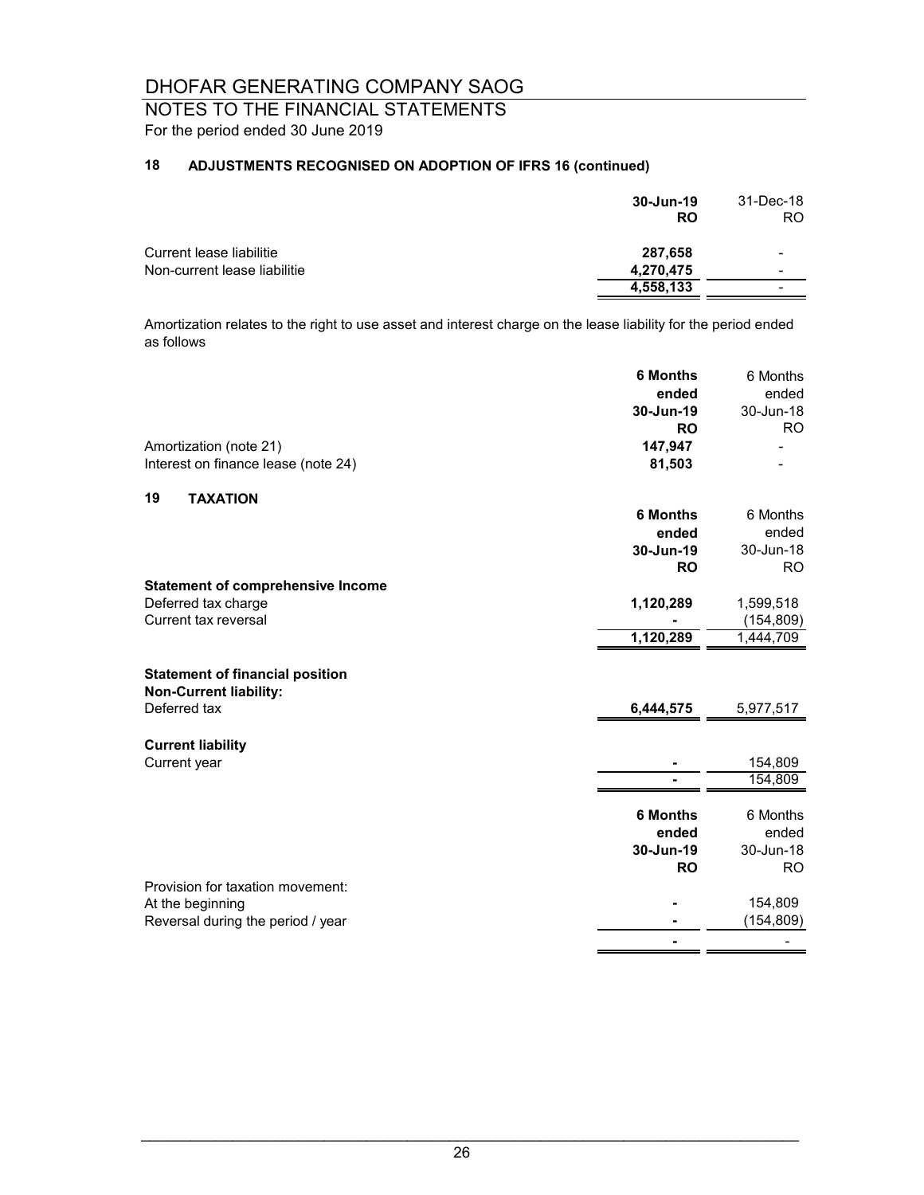# DHOFAR GENERATING COMPANY SAOG

## NOTES TO THE FINANCIAL STATEMENTS

For the period ended 30 June 2019

### 18 ADJUSTMENTS RECOGNISED ON ADOPTION OF IFRS 16 (continued)

| | **30-Jun-19** | 31-Dec-18 |
|---|---|---|
| | **RO** | RO |
| Current lease liabilitie | **287,658** | - |
| Non-current lease liabilitie | **4,270,475** | - |
| | **4,558,133** | - |

Amortization relates to the right to use asset and interest charge on the lease liability for the period ended as follows

| | **6 Months ended 30-Jun-19** | 6 Months ended 30-Jun-18 |
|---|---|---|
| | **RO** | RO |
| Amortization (note 21) | **147,947** | - |
| Interest on finance lease (note 24) | **81,503** | - |

### 19 TAXATION

| | **6 Months ended 30-Jun-19** | 6 Months ended 30-Jun-18 |
|---|---|---|
| | **RO** | RO |
| **Statement of comprehensive Income** | | |
| Deferred tax charge | **1,120,289** | 1,599,518 |
| Current tax reversal | **-** | (154,809) |
| | **1,120,289** | 1,444,709 |
| **Statement of financial position** | | |
| **Non-Current liability:** | | |
| Deferred tax | **6,444,575** | 5,977,517 |
| **Current liability** | | |
| Current year | **-** | 154,809 |
| | **-** | 154,809 |

| | **6 Months ended 30-Jun-19** | 6 Months ended 30-Jun-18 |
|---|---|---|
| | **RO** | RO |
| Provision for taxation movement: | | |
| At the beginning | **-** | 154,809 |
| Reversal during the period / year | **-** | (154,809) |
| | **-** | - |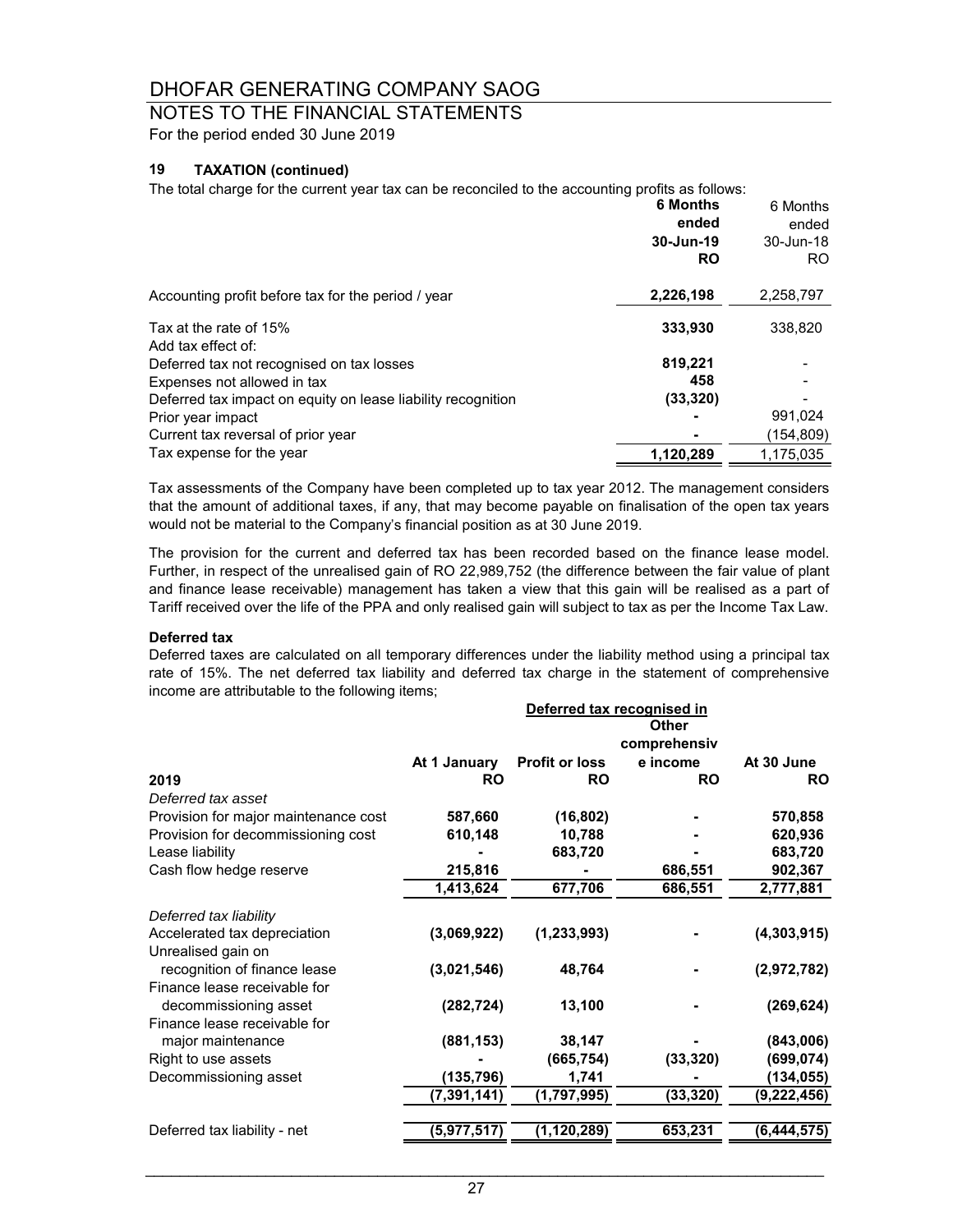# DHOFAR GENERATING COMPANY SAOG

## NOTES TO THE FINANCIAL STATEMENTS

For the period ended 30 June 2019

### 19 TAXATION (continued)

The total charge for the current year tax can be reconciled to the accounting profits as follows:

| | **6 Months ended 30-Jun-19 RO** | 6 Months ended 30-Jun-18 RO |
|---|---|---|
| Accounting profit before tax for the period / year | **2,226,198** | 2,258,797 |
| Tax at the rate of 15% | **333,930** | 338,820 |
| Add tax effect of: | | |
| Deferred tax not recognised on tax losses | **819,221** | - |
| Expenses not allowed in tax | **458** | - |
| Deferred tax impact on equity on lease liability recognition | **(33,320)** | - |
| Prior year impact | **-** | 991,024 |
| Current tax reversal of prior year | **-** | (154,809) |
| Tax expense for the year | **1,120,289** | 1,175,035 |

Tax assessments of the Company have been completed up to tax year 2012. The management considers that the amount of additional taxes, if any, that may become payable on finalisation of the open tax years would not be material to the Company's financial position as at 30 June 2019.

The provision for the current and deferred tax has been recorded based on the finance lease model. Further, in respect of the unrealised gain of RO 22,989,752 (the difference between the fair value of plant and finance lease receivable) management has taken a view that this gain will be realised as a part of Tariff received over the life of the PPA and only realised gain will subject to tax as per the Income Tax Law.

**Deferred tax**

Deferred taxes are calculated on all temporary differences under the liability method using a principal tax rate of 15%. The net deferred tax liability and deferred tax charge in the statement of comprehensive income are attributable to the following items;

| | | **Deferred tax recognised in** | | |
|---|---|---|---|---|
| **2019** | **At 1 January RO** | **Profit or loss RO** | **Other comprehensive income RO** | **At 30 June RO** |
| *Deferred tax asset* | | | | |
| Provision for major maintenance cost | **587,660** | **(16,802)** | **-** | **570,858** |
| Provision for decommissioning cost | **610,148** | **10,788** | **-** | **620,936** |
| Lease liability | **-** | **683,720** | **-** | **683,720** |
| Cash flow hedge reserve | **215,816** | **-** | **686,551** | **902,367** |
| | **1,413,624** | **677,706** | **686,551** | **2,777,881** |
| *Deferred tax liability* | | | | |
| Accelerated tax depreciation | **(3,069,922)** | **(1,233,993)** | **-** | **(4,303,915)** |
| Unrealised gain on recognition of finance lease | **(3,021,546)** | **48,764** | **-** | **(2,972,782)** |
| Finance lease receivable for decommissioning asset | **(282,724)** | **13,100** | **-** | **(269,624)** |
| Finance lease receivable for major maintenance | **(881,153)** | **38,147** | **-** | **(843,006)** |
| Right to use assets | **-** | **(665,754)** | **(33,320)** | **(699,074)** |
| Decommissioning asset | **(135,796)** | **1,741** | **-** | **(134,055)** |
| | **(7,391,141)** | **(1,797,995)** | **(33,320)** | **(9,222,456)** |
| Deferred tax liability - net | **(5,977,517)** | **(1,120,289)** | **653,231** | **(6,444,575)** |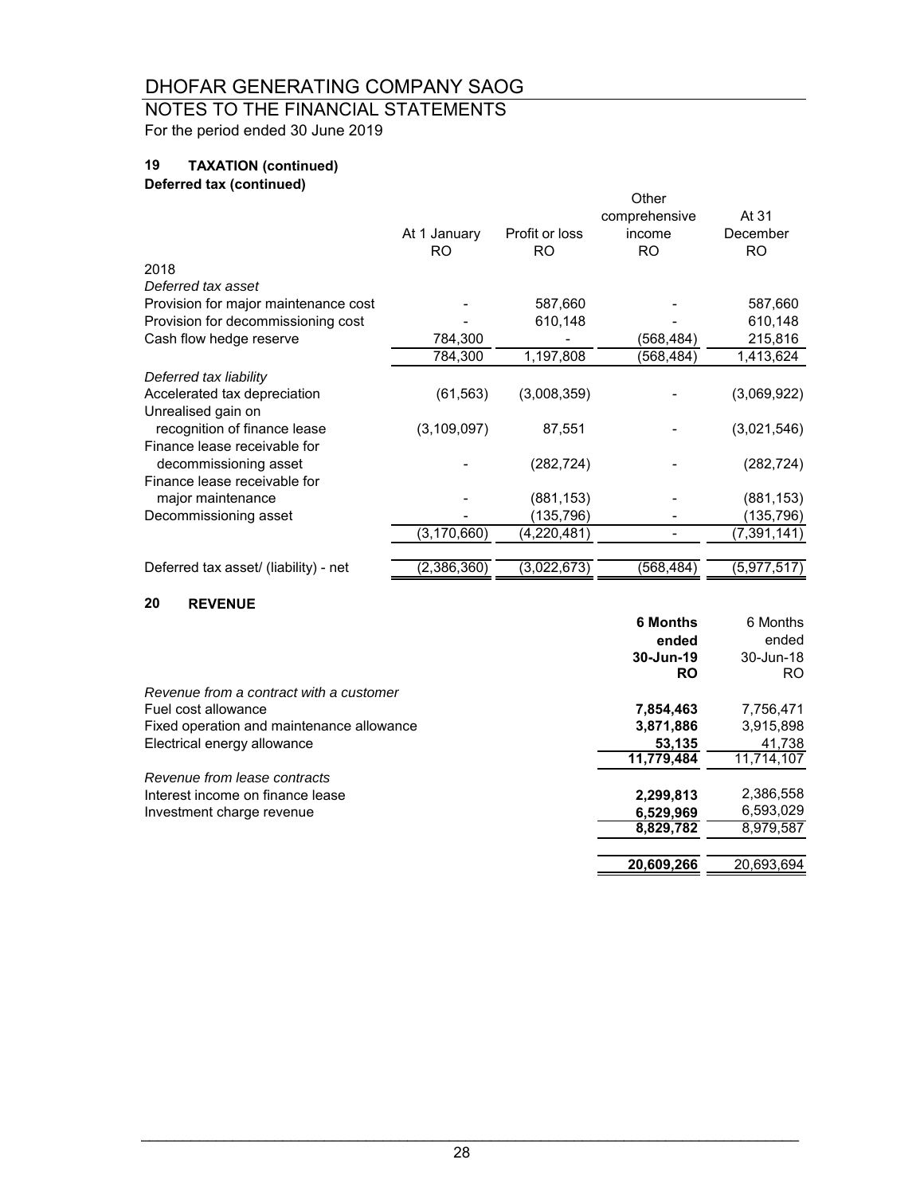# DHOFAR GENERATING COMPANY SAOG

## NOTES TO THE FINANCIAL STATEMENTS

For the period ended 30 June 2019

### 19 TAXATION (continued)

**Deferred tax (continued)**

| | At 1 January RO | Profit or loss RO | Other comprehensive income RO | At 31 December RO |
|---|---|---|---|---|
| 2018 | | | | |
| *Deferred tax asset* | | | | |
| Provision for major maintenance cost | - | 587,660 | - | 587,660 |
| Provision for decommissioning cost | - | 610,148 | - | 610,148 |
| Cash flow hedge reserve | 784,300 | - | (568,484) | 215,816 |
| | 784,300 | 1,197,808 | (568,484) | 1,413,624 |
| *Deferred tax liability* | | | | |
| Accelerated tax depreciation | (61,563) | (3,008,359) | - | (3,069,922) |
| Unrealised gain on recognition of finance lease | (3,109,097) | 87,551 | - | (3,021,546) |
| Finance lease receivable for decommissioning asset | - | (282,724) | - | (282,724) |
| Finance lease receivable for major maintenance | - | (881,153) | - | (881,153) |
| Decommissioning asset | - | (135,796) | - | (135,796) |
| | (3,170,660) | (4,220,481) | - | (7,391,141) |
| Deferred tax asset/ (liability) - net | (2,386,360) | (3,022,673) | (568,484) | (5,977,517) |

### 20 REVENUE

| | **6 Months ended 30-Jun-19 RO** | 6 Months ended 30-Jun-18 RO |
|---|---|---|
| *Revenue from a contract with a customer* | | |
| Fuel cost allowance | **7,854,463** | 7,756,471 |
| Fixed operation and maintenance allowance | **3,871,886** | 3,915,898 |
| Electrical energy allowance | **53,135** | 41,738 |
| | **11,779,484** | 11,714,107 |
| *Revenue from lease contracts* | | |
| Interest income on finance lease | **2,299,813** | 2,386,558 |
| Investment charge revenue | **6,529,969** | 6,593,029 |
| | **8,829,782** | 8,979,587 |
| | **20,609,266** | 20,693,694 |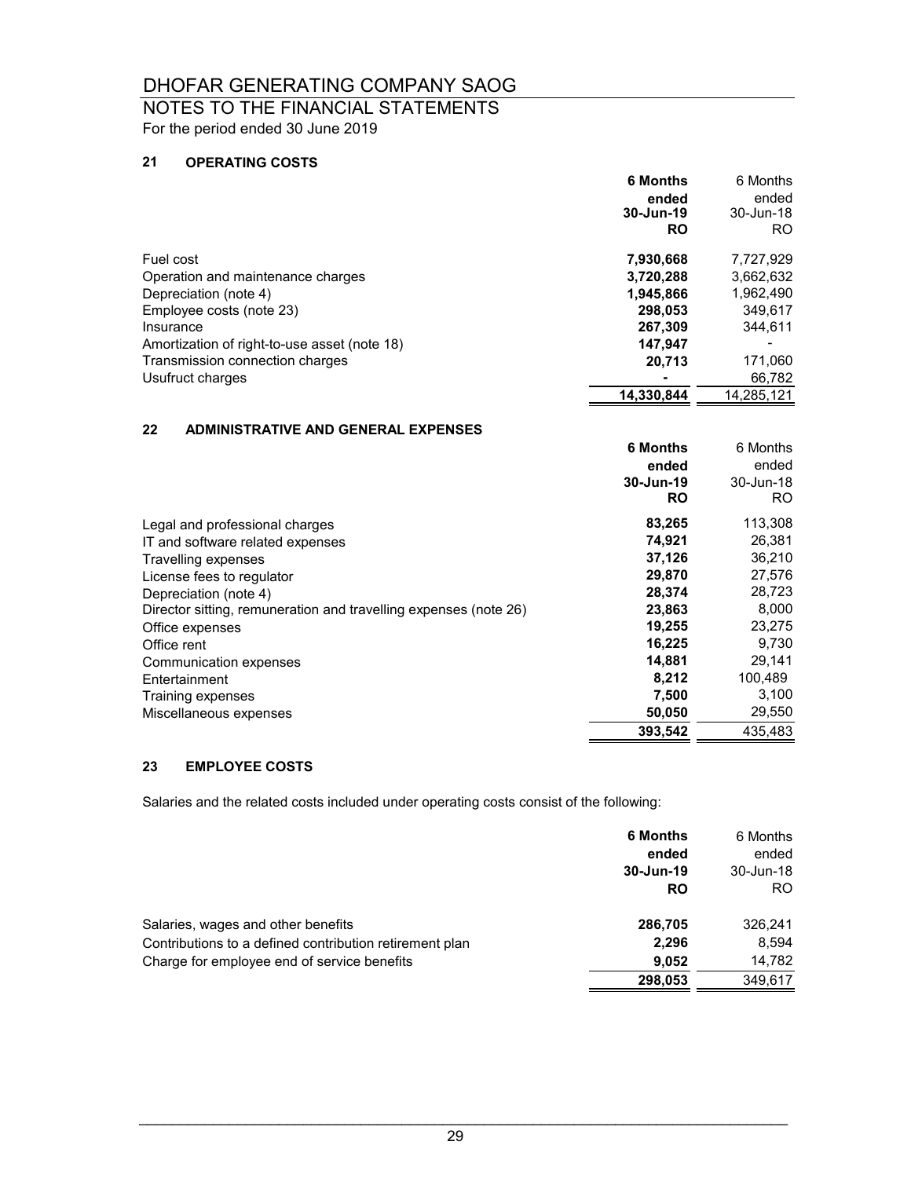# DHOFAR GENERATING COMPANY SAOG

## NOTES TO THE FINANCIAL STATEMENTS

For the period ended 30 June 2019

### 21 OPERATING COSTS

| | **6 Months ended 30-Jun-19 RO** | 6 Months ended 30-Jun-18 RO |
|---|---|---|
| Fuel cost | **7,930,668** | 7,727,929 |
| Operation and maintenance charges | **3,720,288** | 3,662,632 |
| Depreciation (note 4) | **1,945,866** | 1,962,490 |
| Employee costs (note 23) | **298,053** | 349,617 |
| Insurance | **267,309** | 344,611 |
| Amortization of right-to-use asset (note 18) | **147,947** | - |
| Transmission connection charges | **20,713** | 171,060 |
| Usufruct charges | **-** | 66,782 |
| | **14,330,844** | 14,285,121 |

### 22 ADMINISTRATIVE AND GENERAL EXPENSES

| | **6 Months ended 30-Jun-19 RO** | 6 Months ended 30-Jun-18 RO |
|---|---|---|
| Legal and professional charges | **83,265** | 113,308 |
| IT and software related expenses | **74,921** | 26,381 |
| Travelling expenses | **37,126** | 36,210 |
| License fees to regulator | **29,870** | 27,576 |
| Depreciation (note 4) | **28,374** | 28,723 |
| Director sitting, remuneration and travelling expenses (note 26) | **23,863** | 8,000 |
| Office expenses | **19,255** | 23,275 |
| Office rent | **16,225** | 9,730 |
| Communication expenses | **14,881** | 29,141 |
| Entertainment | **8,212** | 100,489 |
| Training expenses | **7,500** | 3,100 |
| Miscellaneous expenses | **50,050** | 29,550 |
| | **393,542** | 435,483 |

### 23 EMPLOYEE COSTS

Salaries and the related costs included under operating costs consist of the following:

| | **6 Months ended 30-Jun-19 RO** | 6 Months ended 30-Jun-18 RO |
|---|---|---|
| Salaries, wages and other benefits | **286,705** | 326,241 |
| Contributions to a defined contribution retirement plan | **2,296** | 8,594 |
| Charge for employee end of service benefits | **9,052** | 14,782 |
| | **298,053** | 349,617 |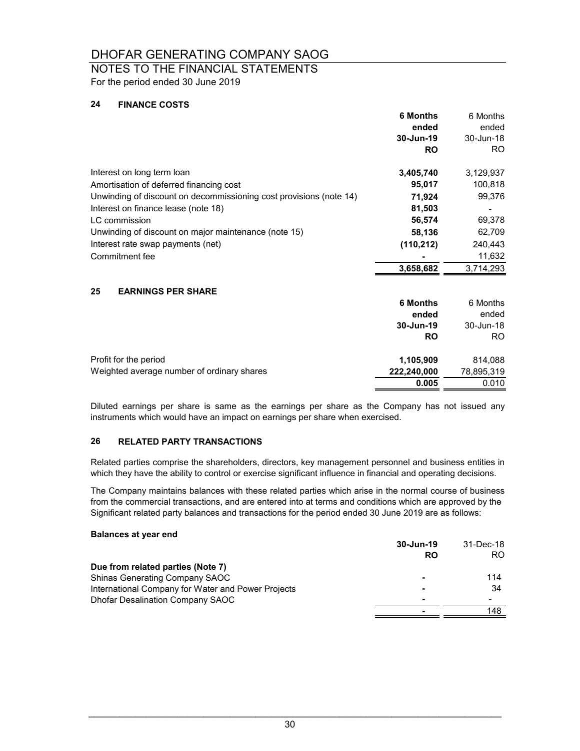# DHOFAR GENERATING COMPANY SAOG

## NOTES TO THE FINANCIAL STATEMENTS

For the period ended 30 June 2019

### 24 FINANCE COSTS

| | **6 Months ended 30-Jun-19 RO** | 6 Months ended 30-Jun-18 RO |
|---|---|---|
| Interest on long term loan | **3,405,740** | 3,129,937 |
| Amortisation of deferred financing cost | **95,017** | 100,818 |
| Unwinding of discount on decommissioning cost provisions (note 14) | **71,924** | 99,376 |
| Interest on finance lease (note 18) | **81,503** | - |
| LC commission | **56,574** | 69,378 |
| Unwinding of discount on major maintenance (note 15) | **58,136** | 62,709 |
| Interest rate swap payments (net) | **(110,212)** | 240,443 |
| Commitment fee | **-** | 11,632 |
| | **3,658,682** | 3,714,293 |

### 25 EARNINGS PER SHARE

| | **6 Months ended 30-Jun-19 RO** | 6 Months ended 30-Jun-18 RO |
|---|---|---|
| Profit for the period | **1,105,909** | 814,088 |
| Weighted average number of ordinary shares | **222,240,000** | 78,895,319 |
| | **0.005** | 0.010 |

Diluted earnings per share is same as the earnings per share as the Company has not issued any instruments which would have an impact on earnings per share when exercised.

### 26 RELATED PARTY TRANSACTIONS

Related parties comprise the shareholders, directors, key management personnel and business entities in which they have the ability to control or exercise significant influence in financial and operating decisions.

The Company maintains balances with these related parties which arise in the normal course of business from the commercial transactions, and are entered into at terms and conditions which are approved by the Significant related party balances and transactions for the period ended 30 June 2019 are as follows:

**Balances at year end**

| | **30-Jun-19 RO** | 31-Dec-18 RO |
|---|---|---|
| **Due from related parties (Note 7)** | | |
| Shinas Generating Company SAOC | **-** | 114 |
| International Company for Water and Power Projects | **-** | 34 |
| Dhofar Desalination Company SAOC | **-** | - |
| | **-** | 148 |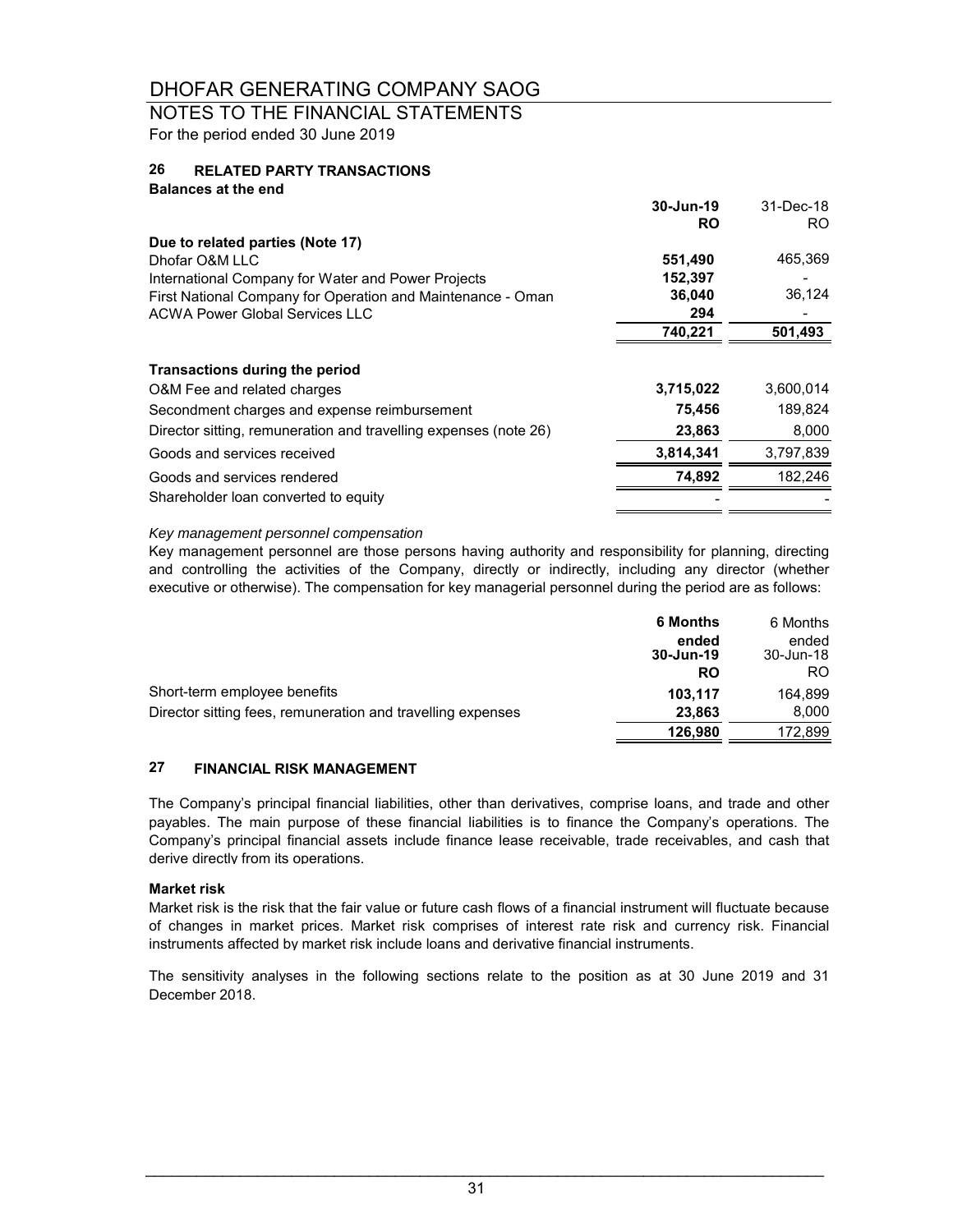# DHOFAR GENERATING COMPANY SAOG

## NOTES TO THE FINANCIAL STATEMENTS

For the period ended 30 June 2019

### 26 RELATED PARTY TRANSACTIONS

**Balances at the end**

| | **30-Jun-19** | 31-Dec-18 |
|---|---|---|
| | **RO** | RO |
| **Due to related parties (Note 17)** | | |
| Dhofar O&M LLC | **551,490** | 465,369 |
| International Company for Water and Power Projects | **152,397** | - |
| First National Company for Operation and Maintenance - Oman | **36,040** | 36,124 |
| ACWA Power Global Services LLC | **294** | - |
| | **740,221** | 501,493 |
| **Transactions during the period** | | |
| O&M Fee and related charges | **3,715,022** | 3,600,014 |
| Secondment charges and expense reimbursement | **75,456** | 189,824 |
| Director sitting, remuneration and travelling expenses (note 26) | **23,863** | 8,000 |
| Goods and services received | **3,814,341** | 3,797,839 |
| Goods and services rendered | **74,892** | 182,246 |
| Shareholder loan converted to equity | - | - |

*Key management personnel compensation*

Key management personnel are those persons having authority and responsibility for planning, directing and controlling the activities of the Company, directly or indirectly, including any director (whether executive or otherwise). The compensation for key managerial personnel during the period are as follows:

| | **6 Months ended 30-Jun-19** | 6 Months ended 30-Jun-18 |
|---|---|---|
| | **RO** | RO |
| Short-term employee benefits | **103,117** | 164,899 |
| Director sitting fees, remuneration and travelling expenses | **23,863** | 8,000 |
| | **126,980** | 172,899 |

### 27 FINANCIAL RISK MANAGEMENT

The Company's principal financial liabilities, other than derivatives, comprise loans, and trade and other payables. The main purpose of these financial liabilities is to finance the Company's operations. The Company's principal financial assets include finance lease receivable, trade receivables, and cash that derive directly from its operations.

**Market risk**

Market risk is the risk that the fair value or future cash flows of a financial instrument will fluctuate because of changes in market prices. Market risk comprises of interest rate risk and currency risk. Financial instruments affected by market risk include loans and derivative financial instruments.

The sensitivity analyses in the following sections relate to the position as at 30 June 2019 and 31 December 2018.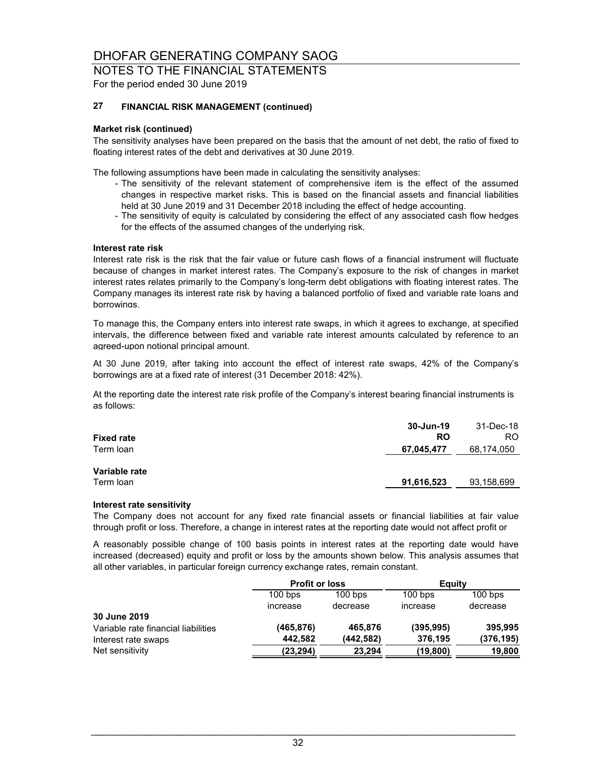# DHOFAR GENERATING COMPANY SAOG

## NOTES TO THE FINANCIAL STATEMENTS

For the period ended 30 June 2019

### 27 FINANCIAL RISK MANAGEMENT (continued)

**Market risk (continued)**

The sensitivity analyses have been prepared on the basis that the amount of net debt, the ratio of fixed to floating interest rates of the debt and derivatives at 30 June 2019.

The following assumptions have been made in calculating the sensitivity analyses:

- The sensitivity of the relevant statement of comprehensive item is the effect of the assumed changes in respective market risks. This is based on the financial assets and financial liabilities held at 30 June 2019 and 31 December 2018 including the effect of hedge accounting.
- The sensitivity of equity is calculated by considering the effect of any associated cash flow hedges for the effects of the assumed changes of the underlying risk.

**Interest rate risk**

Interest rate risk is the risk that the fair value or future cash flows of a financial instrument will fluctuate because of changes in market interest rates. The Company's exposure to the risk of changes in market interest rates relates primarily to the Company's long-term debt obligations with floating interest rates. The Company manages its interest rate risk by having a balanced portfolio of fixed and variable rate loans and borrowings.

To manage this, the Company enters into interest rate swaps, in which it agrees to exchange, at specified intervals, the difference between fixed and variable rate interest amounts calculated by reference to an agreed-upon notional principal amount.

At 30 June 2019, after taking into account the effect of interest rate swaps, 42% of the Company's borrowings are at a fixed rate of interest (31 December 2018: 42%).

At the reporting date the interest rate risk profile of the Company's interest bearing financial instruments is as follows:

| | **30-Jun-19** | 31-Dec-18 |
|---|---|---|
| **Fixed rate** | **RO** | RO |
| Term loan | **67,045,477** | 68,174,050 |
| **Variable rate** | | |
| Term loan | **91,616,523** | 93,158,699 |

**Interest rate sensitivity**

The Company does not account for any fixed rate financial assets or financial liabilities at fair value through profit or loss. Therefore, a change in interest rates at the reporting date would not affect profit or

A reasonably possible change of 100 basis points in interest rates at the reporting date would have increased (decreased) equity and profit or loss by the amounts shown below. This analysis assumes that all other variables, in particular foreign currency exchange rates, remain constant.

| | **Profit or loss** | | **Equity** | |
|---|---|---|---|---|
| | 100 bps increase | 100 bps decrease | 100 bps increase | 100 bps decrease |
| **30 June 2019** | | | | |
| Variable rate financial liabilities | **(465,876)** | **465,876** | **(395,995)** | **395,995** |
| Interest rate swaps | **442,582** | **(442,582)** | **376,195** | **(376,195)** |
| Net sensitivity | **(23,294)** | **23,294** | **(19,800)** | **19,800** |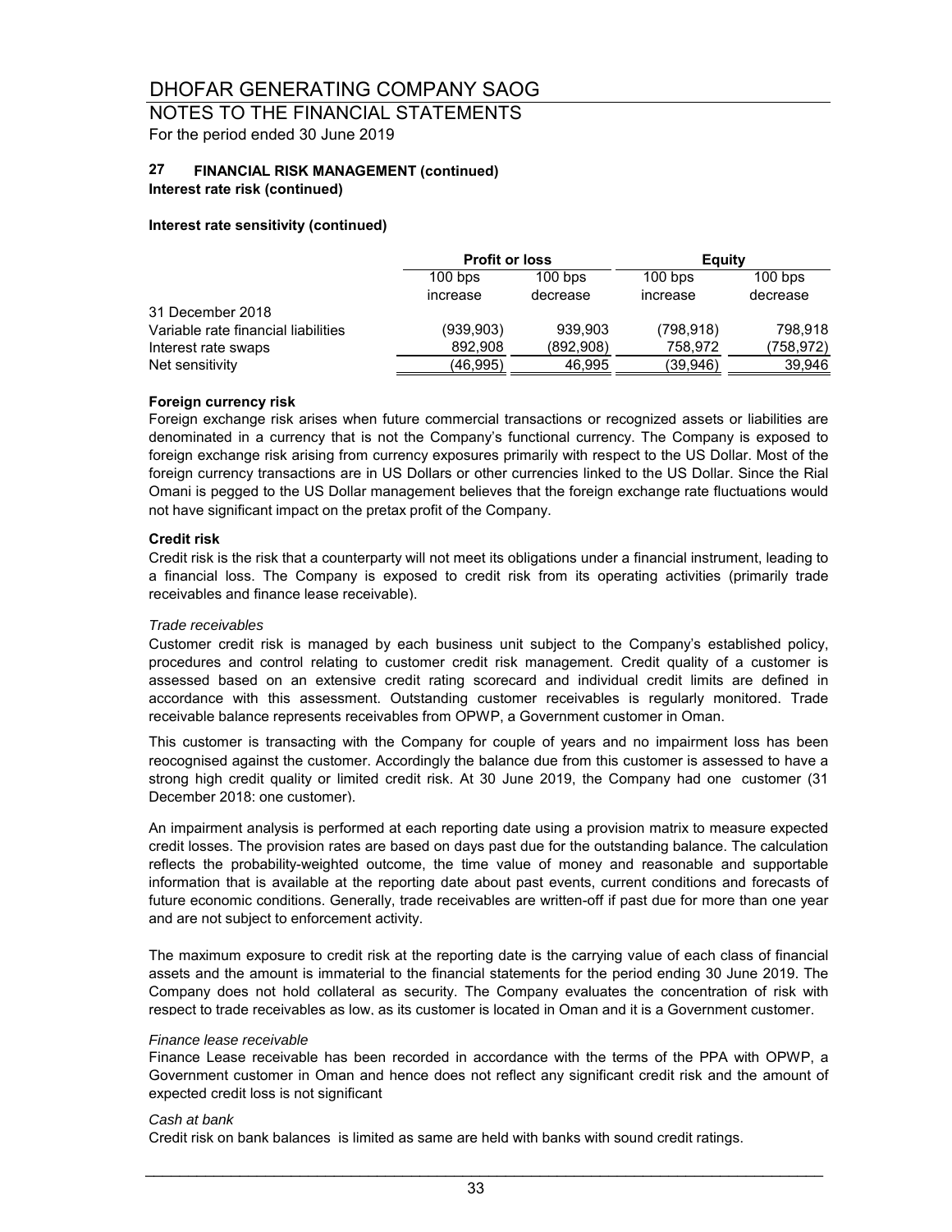# DHOFAR GENERATING COMPANY SAOG

## NOTES TO THE FINANCIAL STATEMENTS

For the period ended 30 June 2019

### 27 FINANCIAL RISK MANAGEMENT (continued)

**Interest rate risk (continued)**

**Interest rate sensitivity (continued)**

| | Profit or loss | | Equity | |
|---|---|---|---|---|
| | 100 bps increase | 100 bps decrease | 100 bps increase | 100 bps decrease |
| 31 December 2018 | | | | |
| Variable rate financial liabilities | (939,903) | 939,903 | (798,918) | 798,918 |
| Interest rate swaps | 892,908 | (892,908) | 758,972 | (758,972) |
| Net sensitivity | (46,995) | 46,995 | (39,946) | 39,946 |

**Foreign currency risk**

Foreign exchange risk arises when future commercial transactions or recognized assets or liabilities are denominated in a currency that is not the Company's functional currency. The Company is exposed to foreign exchange risk arising from currency exposures primarily with respect to the US Dollar. Most of the foreign currency transactions are in US Dollars or other currencies linked to the US Dollar. Since the Rial Omani is pegged to the US Dollar management believes that the foreign exchange rate fluctuations would not have significant impact on the pretax profit of the Company.

**Credit risk**

Credit risk is the risk that a counterparty will not meet its obligations under a financial instrument, leading to a financial loss. The Company is exposed to credit risk from its operating activities (primarily trade receivables and finance lease receivable).

*Trade receivables*

Customer credit risk is managed by each business unit subject to the Company's established policy, procedures and control relating to customer credit risk management. Credit quality of a customer is assessed based on an extensive credit rating scorecard and individual credit limits are defined in accordance with this assessment. Outstanding customer receivables is regularly monitored. Trade receivable balance represents receivables from OPWP, a Government customer in Oman.

This customer is transacting with the Company for couple of years and no impairment loss has been reocognised against the customer. Accordingly the balance due from this customer is assessed to have a strong high credit quality or limited credit risk. At 30 June 2019, the Company had one customer (31 December 2018: one customer).

An impairment analysis is performed at each reporting date using a provision matrix to measure expected credit losses. The provision rates are based on days past due for the outstanding balance. The calculation reflects the probability-weighted outcome, the time value of money and reasonable and supportable information that is available at the reporting date about past events, current conditions and forecasts of future economic conditions. Generally, trade receivables are written-off if past due for more than one year and are not subject to enforcement activity.

The maximum exposure to credit risk at the reporting date is the carrying value of each class of financial assets and the amount is immaterial to the financial statements for the period ending 30 June 2019. The Company does not hold collateral as security. The Company evaluates the concentration of risk with respect to trade receivables as low, as its customer is located in Oman and it is a Government customer.

*Finance lease receivable*

Finance Lease receivable has been recorded in accordance with the terms of the PPA with OPWP, a Government customer in Oman and hence does not reflect any significant credit risk and the amount of expected credit loss is not significant

*Cash at bank*

Credit risk on bank balances is limited as same are held with banks with sound credit ratings.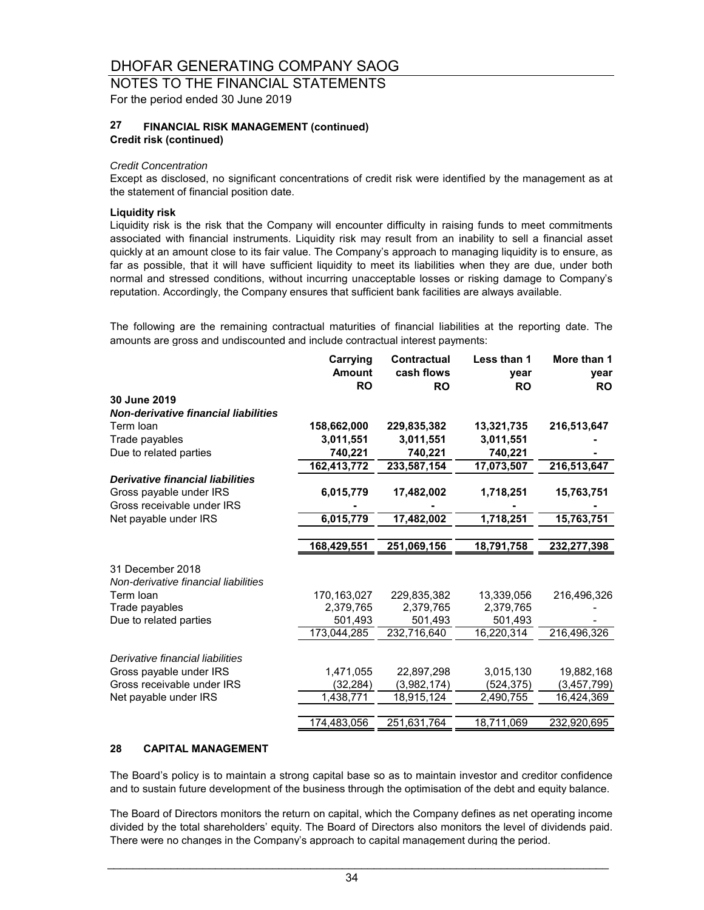# DHOFAR GENERATING COMPANY SAOG

## NOTES TO THE FINANCIAL STATEMENTS

For the period ended 30 June 2019

### 27 FINANCIAL RISK MANAGEMENT (continued)

**Credit risk (continued)**

*Credit Concentration*

Except as disclosed, no significant concentrations of credit risk were identified by the management as at the statement of financial position date.

**Liquidity risk**

Liquidity risk is the risk that the Company will encounter difficulty in raising funds to meet commitments associated with financial instruments. Liquidity risk may result from an inability to sell a financial asset quickly at an amount close to its fair value. The Company's approach to managing liquidity is to ensure, as far as possible, that it will have sufficient liquidity to meet its liabilities when they are due, under both normal and stressed conditions, without incurring unacceptable losses or risking damage to Company's reputation. Accordingly, the Company ensures that sufficient bank facilities are always available.

The following are the remaining contractual maturities of financial liabilities at the reporting date. The amounts are gross and undiscounted and include contractual interest payments:

| | Carrying Amount RO | Contractual cash flows RO | Less than 1 year RO | More than 1 year RO |
|---|---|---|---|---|
| **30 June 2019** | | | | |
| ***Non-derivative financial liabilities*** | | | | |
| Term loan | **158,662,000** | **229,835,382** | **13,321,735** | **216,513,647** |
| Trade payables | **3,011,551** | **3,011,551** | **3,011,551** | **-** |
| Due to related parties | **740,221** | **740,221** | **740,221** | **-** |
| | **162,413,772** | **233,587,154** | **17,073,507** | **216,513,647** |
| ***Derivative financial liabilities*** | | | | |
| Gross payable under IRS | **6,015,779** | **17,482,002** | **1,718,251** | **15,763,751** |
| Gross receivable under IRS | **-** | **-** | **-** | **-** |
| Net payable under IRS | **6,015,779** | **17,482,002** | **1,718,251** | **15,763,751** |
| | **168,429,551** | **251,069,156** | **18,791,758** | **232,277,398** |
| 31 December 2018 | | | | |
| *Non-derivative financial liabilities* | | | | |
| Term loan | 170,163,027 | 229,835,382 | 13,339,056 | 216,496,326 |
| Trade payables | 2,379,765 | 2,379,765 | 2,379,765 | - |
| Due to related parties | 501,493 | 501,493 | 501,493 | - |
| | 173,044,285 | 232,716,640 | 16,220,314 | 216,496,326 |
| *Derivative financial liabilities* | | | | |
| Gross payable under IRS | 1,471,055 | 22,897,298 | 3,015,130 | 19,882,168 |
| Gross receivable under IRS | (32,284) | (3,982,174) | (524,375) | (3,457,799) |
| Net payable under IRS | 1,438,771 | 18,915,124 | 2,490,755 | 16,424,369 |
| | 174,483,056 | 251,631,764 | 18,711,069 | 232,920,695 |

### 28 CAPITAL MANAGEMENT

The Board's policy is to maintain a strong capital base so as to maintain investor and creditor confidence and to sustain future development of the business through the optimisation of the debt and equity balance.

The Board of Directors monitors the return on capital, which the Company defines as net operating income divided by the total shareholders' equity. The Board of Directors also monitors the level of dividends paid. There were no changes in the Company's approach to capital management during the period.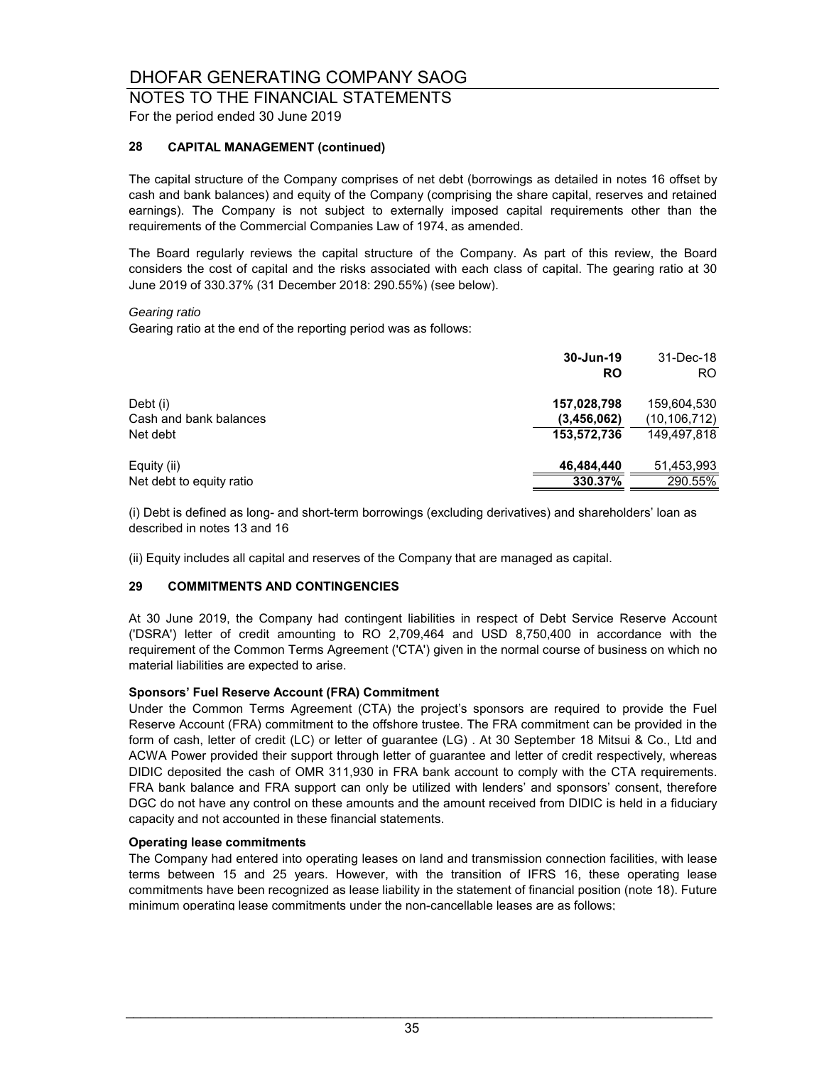# DHOFAR GENERATING COMPANY SAOG

## NOTES TO THE FINANCIAL STATEMENTS

For the period ended 30 June 2019

### 28 CAPITAL MANAGEMENT (continued)

The capital structure of the Company comprises of net debt (borrowings as detailed in notes 16 offset by cash and bank balances) and equity of the Company (comprising the share capital, reserves and retained earnings). The Company is not subject to externally imposed capital requirements other than the requirements of the Commercial Companies Law of 1974, as amended.

The Board regularly reviews the capital structure of the Company. As part of this review, the Board considers the cost of capital and the risks associated with each class of capital. The gearing ratio at 30 June 2019 of 330.37% (31 December 2018: 290.55%) (see below).

*Gearing ratio*

Gearing ratio at the end of the reporting period was as follows:

| | **30-Jun-19** | 31-Dec-18 |
|---|---|---|
| | **RO** | RO |
| Debt (i) | **157,028,798** | 159,604,530 |
| Cash and bank balances | **(3,456,062)** | (10,106,712) |
| Net debt | **153,572,736** | 149,497,818 |
| Equity (ii) | **46,484,440** | 51,453,993 |
| Net debt to equity ratio | **330.37%** | 290.55% |

(i) Debt is defined as long- and short-term borrowings (excluding derivatives) and shareholders' loan as described in notes 13 and 16

(ii) Equity includes all capital and reserves of the Company that are managed as capital.

### 29 COMMITMENTS AND CONTINGENCIES

At 30 June 2019, the Company had contingent liabilities in respect of Debt Service Reserve Account ('DSRA') letter of credit amounting to RO 2,709,464 and USD 8,750,400 in accordance with the requirement of the Common Terms Agreement ('CTA') given in the normal course of business on which no material liabilities are expected to arise.

**Sponsors' Fuel Reserve Account (FRA) Commitment**

Under the Common Terms Agreement (CTA) the project's sponsors are required to provide the Fuel Reserve Account (FRA) commitment to the offshore trustee. The FRA commitment can be provided in the form of cash, letter of credit (LC) or letter of guarantee (LG) . At 30 September 18 Mitsui & Co., Ltd and ACWA Power provided their support through letter of guarantee and letter of credit respectively, whereas DIDIC deposited the cash of OMR 311,930 in FRA bank account to comply with the CTA requirements. FRA bank balance and FRA support can only be utilized with lenders' and sponsors' consent, therefore DGC do not have any control on these amounts and the amount received from DIDIC is held in a fiduciary capacity and not accounted in these financial statements.

**Operating lease commitments**

The Company had entered into operating leases on land and transmission connection facilities, with lease terms between 15 and 25 years. However, with the transition of IFRS 16, these operating lease commitments have been recognized as lease liability in the statement of financial position (note 18). Future minimum operating lease commitments under the non-cancellable leases are as follows;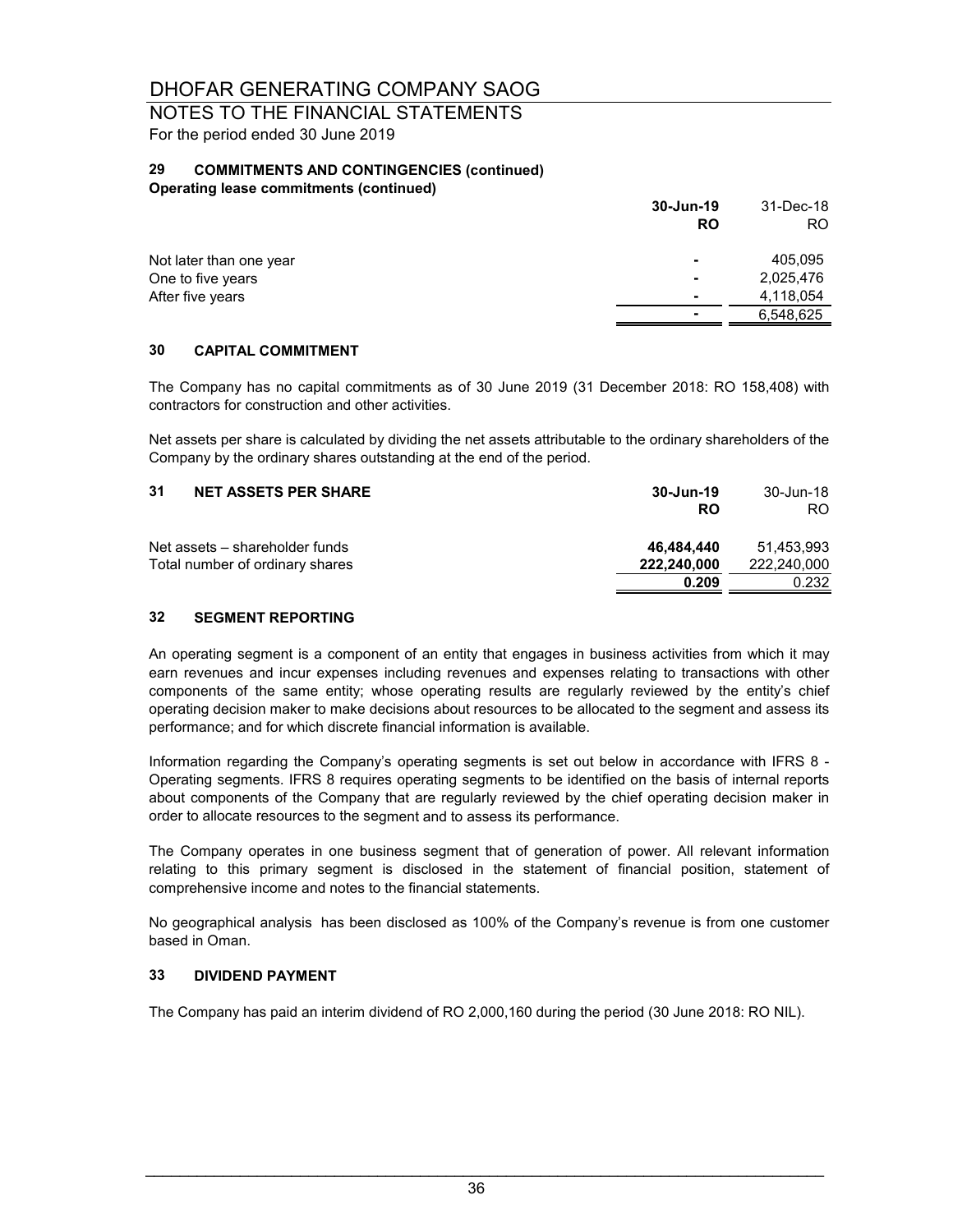# DHOFAR GENERATING COMPANY SAOG

## NOTES TO THE FINANCIAL STATEMENTS

For the period ended 30 June 2019

### 29 COMMITMENTS AND CONTINGENCIES (continued)

**Operating lease commitments (continued)**

| | **30-Jun-19** | 31-Dec-18 |
|---|---|---|
| | **RO** | RO |
| Not later than one year | **-** | 405,095 |
| One to five years | **-** | 2,025,476 |
| After five years | **-** | 4,118,054 |
| | **-** | 6,548,625 |

### 30 CAPITAL COMMITMENT

The Company has no capital commitments as of 30 June 2019 (31 December 2018: RO 158,408) with contractors for construction and other activities.

Net assets per share is calculated by dividing the net assets attributable to the ordinary shareholders of the Company by the ordinary shares outstanding at the end of the period.

### 31 NET ASSETS PER SHARE

| | **30-Jun-19** | 30-Jun-18 |
|---|---|---|
| | **RO** | RO |
| Net assets – shareholder funds | **46,484,440** | 51,453,993 |
| Total number of ordinary shares | **222,240,000** | 222,240,000 |
| | **0.209** | 0.232 |

### 32 SEGMENT REPORTING

An operating segment is a component of an entity that engages in business activities from which it may earn revenues and incur expenses including revenues and expenses relating to transactions with other components of the same entity; whose operating results are regularly reviewed by the entity's chief operating decision maker to make decisions about resources to be allocated to the segment and assess its performance; and for which discrete financial information is available.

Information regarding the Company's operating segments is set out below in accordance with IFRS 8 - Operating segments. IFRS 8 requires operating segments to be identified on the basis of internal reports about components of the Company that are regularly reviewed by the chief operating decision maker in order to allocate resources to the segment and to assess its performance.

The Company operates in one business segment that of generation of power. All relevant information relating to this primary segment is disclosed in the statement of financial position, statement of comprehensive income and notes to the financial statements.

No geographical analysis has been disclosed as 100% of the Company's revenue is from one customer based in Oman.

### 33 DIVIDEND PAYMENT

The Company has paid an interim dividend of RO 2,000,160 during the period (30 June 2018: RO NIL).